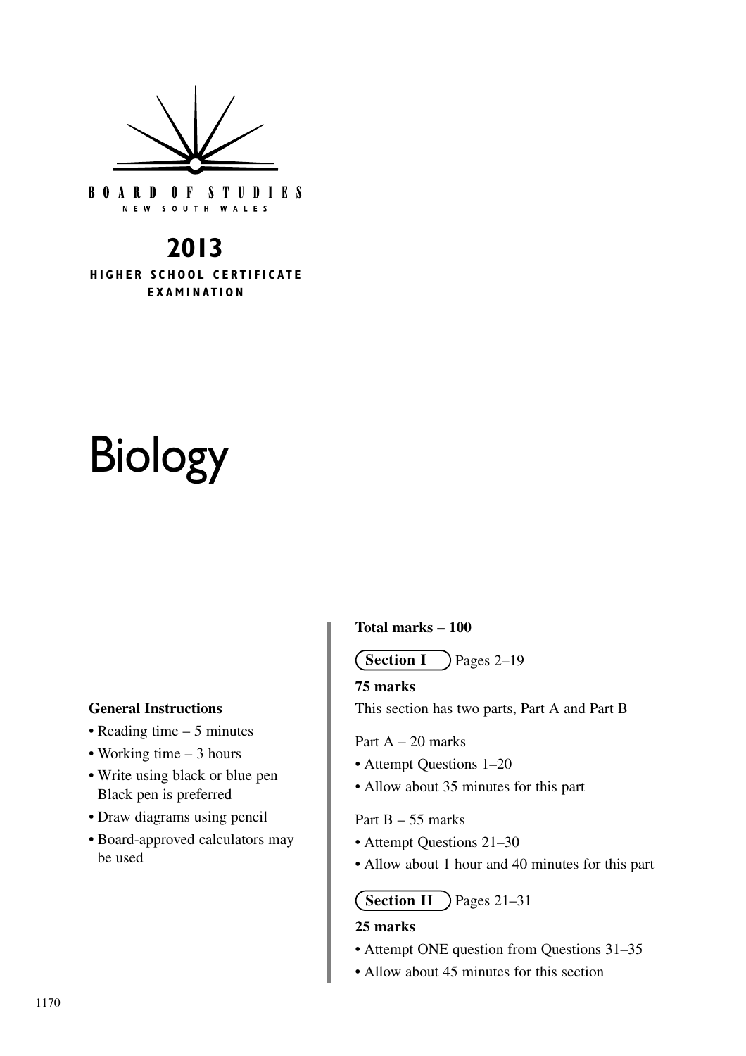BOARD OF STUDIES
NEW SOUTH WALES

**2013**
**HIGHER SCHOOL CERTIFICATE EXAMINATION**

# Biology

**General Instructions**

- Reading time – 5 minutes
- Working time – 3 hours
- Write using black or blue pen
  Black pen is preferred
- Draw diagrams using pencil
- Board-approved calculators may be used

**Total marks – 100**

**Section I** Pages 2–19

**75 marks**

This section has two parts, Part A and Part B

Part A – 20 marks

- Attempt Questions 1–20
- Allow about 35 minutes for this part

Part B – 55 marks

- Attempt Questions 21–30
- Allow about 1 hour and 40 minutes for this part

**Section II** Pages 21–31

**25 marks**

- Attempt ONE question from Questions 31–35
- Allow about 45 minutes for this section

1170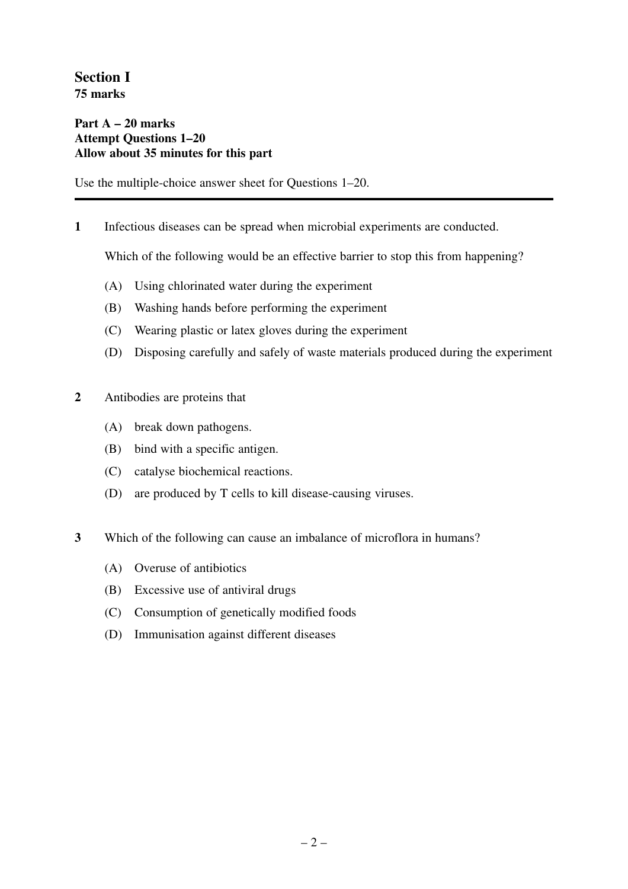## Section I
**75 marks**

**Part A – 20 marks**
**Attempt Questions 1–20**
**Allow about 35 minutes for this part**

Use the multiple-choice answer sheet for Questions 1–20.

---

**1** Infectious diseases can be spread when microbial experiments are conducted.

Which of the following would be an effective barrier to stop this from happening?

(A) Using chlorinated water during the experiment

(B) Washing hands before performing the experiment

(C) Wearing plastic or latex gloves during the experiment

(D) Disposing carefully and safely of waste materials produced during the experiment

**2** Antibodies are proteins that

(A) break down pathogens.

(B) bind with a specific antigen.

(C) catalyse biochemical reactions.

(D) are produced by T cells to kill disease-causing viruses.

**3** Which of the following can cause an imbalance of microflora in humans?

(A) Overuse of antibiotics

(B) Excessive use of antiviral drugs

(C) Consumption of genetically modified foods

(D) Immunisation against different diseases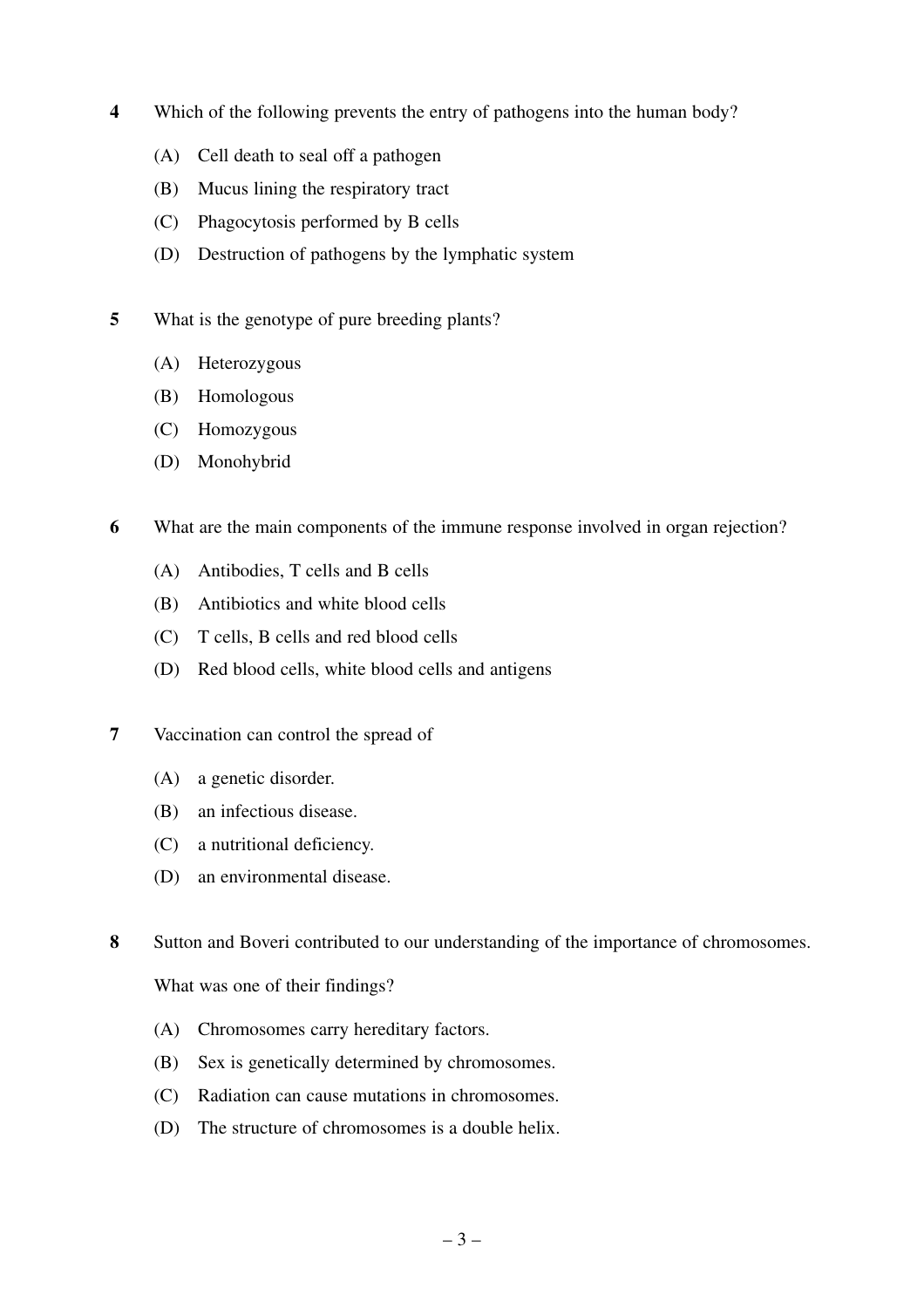**4** Which of the following prevents the entry of pathogens into the human body?

(A) Cell death to seal off a pathogen

(B) Mucus lining the respiratory tract

(C) Phagocytosis performed by B cells

(D) Destruction of pathogens by the lymphatic system

**5** What is the genotype of pure breeding plants?

(A) Heterozygous

(B) Homologous

(C) Homozygous

(D) Monohybrid

**6** What are the main components of the immune response involved in organ rejection?

(A) Antibodies, T cells and B cells

(B) Antibiotics and white blood cells

(C) T cells, B cells and red blood cells

(D) Red blood cells, white blood cells and antigens

**7** Vaccination can control the spread of

(A) a genetic disorder.

(B) an infectious disease.

(C) a nutritional deficiency.

(D) an environmental disease.

**8** Sutton and Boveri contributed to our understanding of the importance of chromosomes.

What was one of their findings?

(A) Chromosomes carry hereditary factors.

(B) Sex is genetically determined by chromosomes.

(C) Radiation can cause mutations in chromosomes.

(D) The structure of chromosomes is a double helix.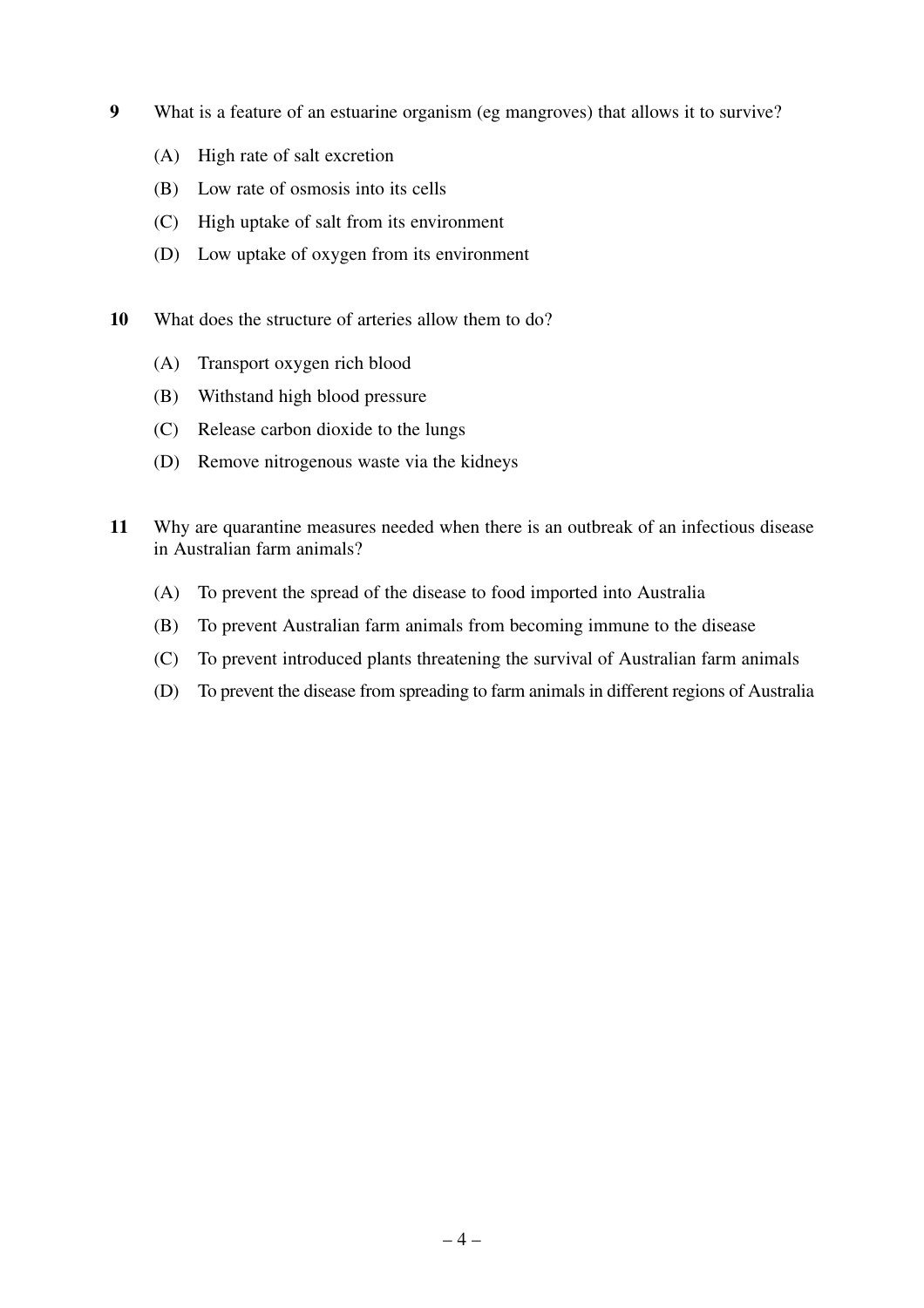**9** What is a feature of an estuarine organism (eg mangroves) that allows it to survive?

(A) High rate of salt excretion

(B) Low rate of osmosis into its cells

(C) High uptake of salt from its environment

(D) Low uptake of oxygen from its environment

**10** What does the structure of arteries allow them to do?

(A) Transport oxygen rich blood

(B) Withstand high blood pressure

(C) Release carbon dioxide to the lungs

(D) Remove nitrogenous waste via the kidneys

**11** Why are quarantine measures needed when there is an outbreak of an infectious disease in Australian farm animals?

(A) To prevent the spread of the disease to food imported into Australia

(B) To prevent Australian farm animals from becoming immune to the disease

(C) To prevent introduced plants threatening the survival of Australian farm animals

(D) To prevent the disease from spreading to farm animals in different regions of Australia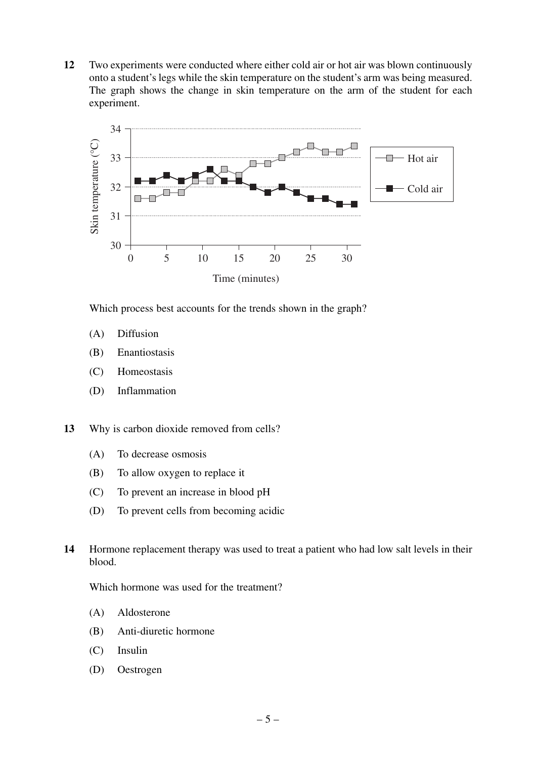**12** Two experiments were conducted where either cold air or hot air was blown continuously onto a student's legs while the skin temperature on the student's arm was being measured. The graph shows the change in skin temperature on the arm of the student for each experiment.

Which process best accounts for the trends shown in the graph?

(A) Diffusion

(B) Enantiostasis

(C) Homeostasis

(D) Inflammation

**13** Why is carbon dioxide removed from cells?

(A) To decrease osmosis

(B) To allow oxygen to replace it

(C) To prevent an increase in blood pH

(D) To prevent cells from becoming acidic

**14** Hormone replacement therapy was used to treat a patient who had low salt levels in their blood.

Which hormone was used for the treatment?

(A) Aldosterone

(B) Anti-diuretic hormone

(C) Insulin

(D) Oestrogen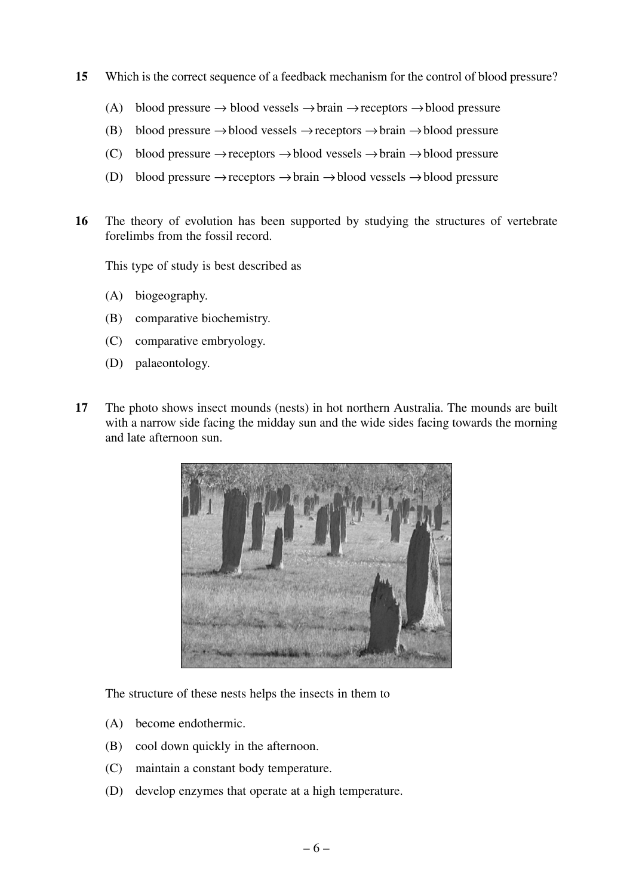**15** Which is the correct sequence of a feedback mechanism for the control of blood pressure?

(A) blood pressure → blood vessels → brain → receptors → blood pressure

(B) blood pressure → blood vessels → receptors → brain → blood pressure

(C) blood pressure → receptors → blood vessels → brain → blood pressure

(D) blood pressure → receptors → brain → blood vessels → blood pressure

**16** The theory of evolution has been supported by studying the structures of vertebrate forelimbs from the fossil record.

This type of study is best described as

(A) biogeography.

(B) comparative biochemistry.

(C) comparative embryology.

(D) palaeontology.

**17** The photo shows insect mounds (nests) in hot northern Australia. The mounds are built with a narrow side facing the midday sun and the wide sides facing towards the morning and late afternoon sun.

The structure of these nests helps the insects in them to

(A) become endothermic.

(B) cool down quickly in the afternoon.

(C) maintain a constant body temperature.

(D) develop enzymes that operate at a high temperature.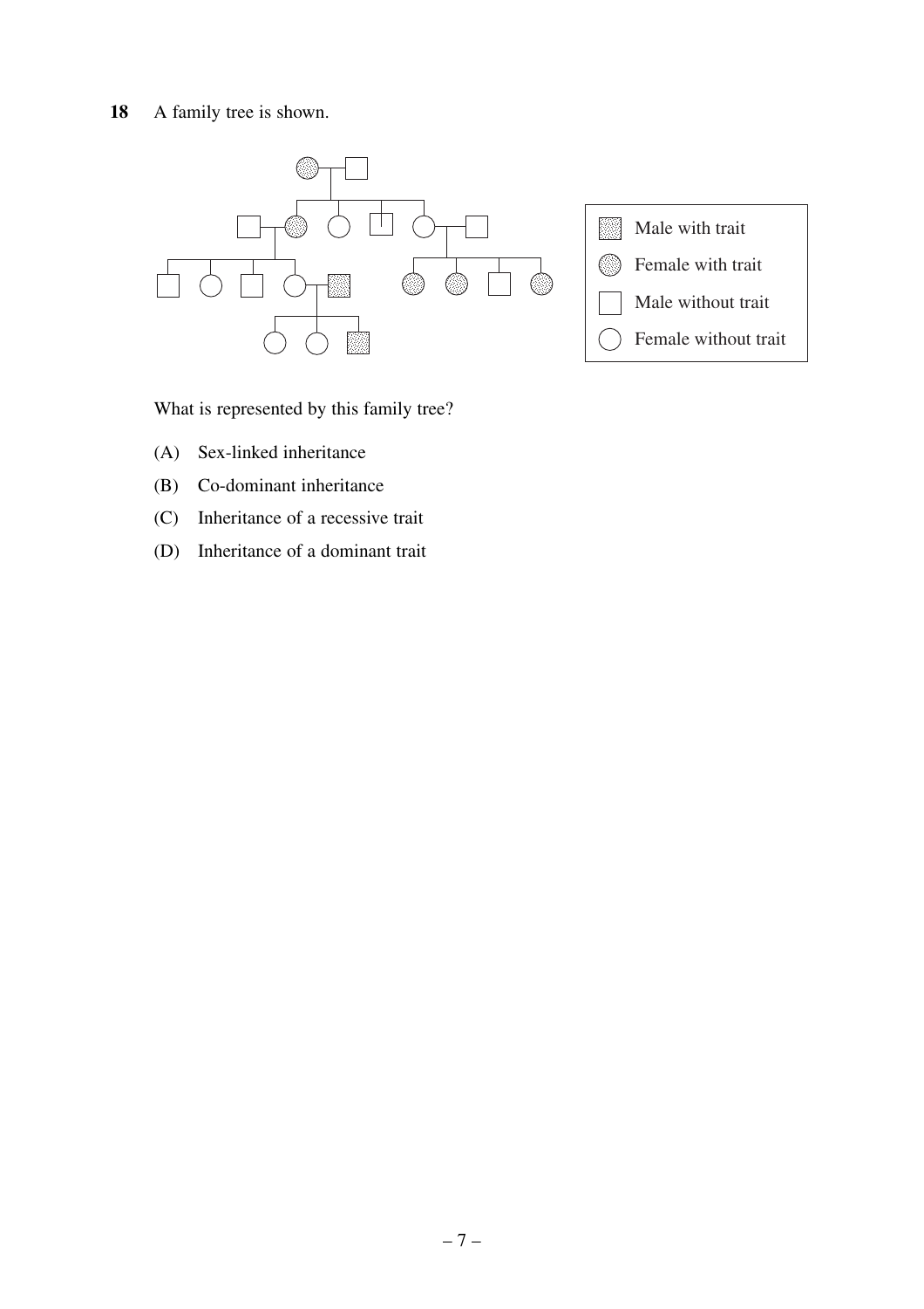**18** A family tree is shown.

| | |
|---|---|
| ▦ | Male with trait |
| ◎ | Female with trait |
| □ | Male without trait |
| ○ | Female without trait |

What is represented by this family tree?

(A) Sex-linked inheritance

(B) Co-dominant inheritance

(C) Inheritance of a recessive trait

(D) Inheritance of a dominant trait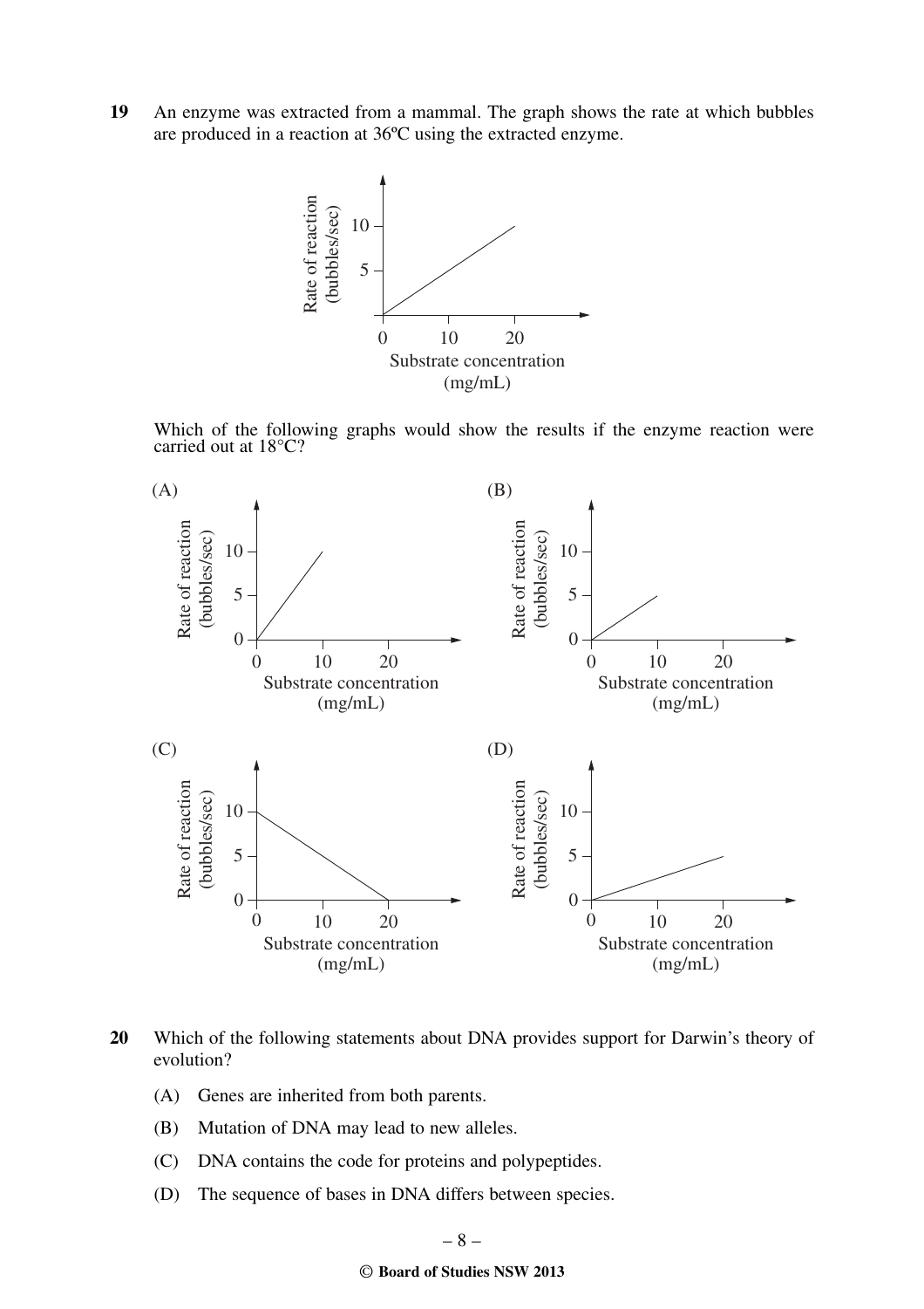**19** An enzyme was extracted from a mammal. The graph shows the rate at which bubbles are produced in a reaction at 36ºC using the extracted enzyme.

Which of the following graphs would show the results if the enzyme reaction were carried out at 18°C?

(A)

(B)

(C)

(D)

**20** Which of the following statements about DNA provides support for Darwin's theory of evolution?

(A) Genes are inherited from both parents.

(B) Mutation of DNA may lead to new alleles.

(C) DNA contains the code for proteins and polypeptides.

(D) The sequence of bases in DNA differs between species.

**© Board of Studies NSW 2013**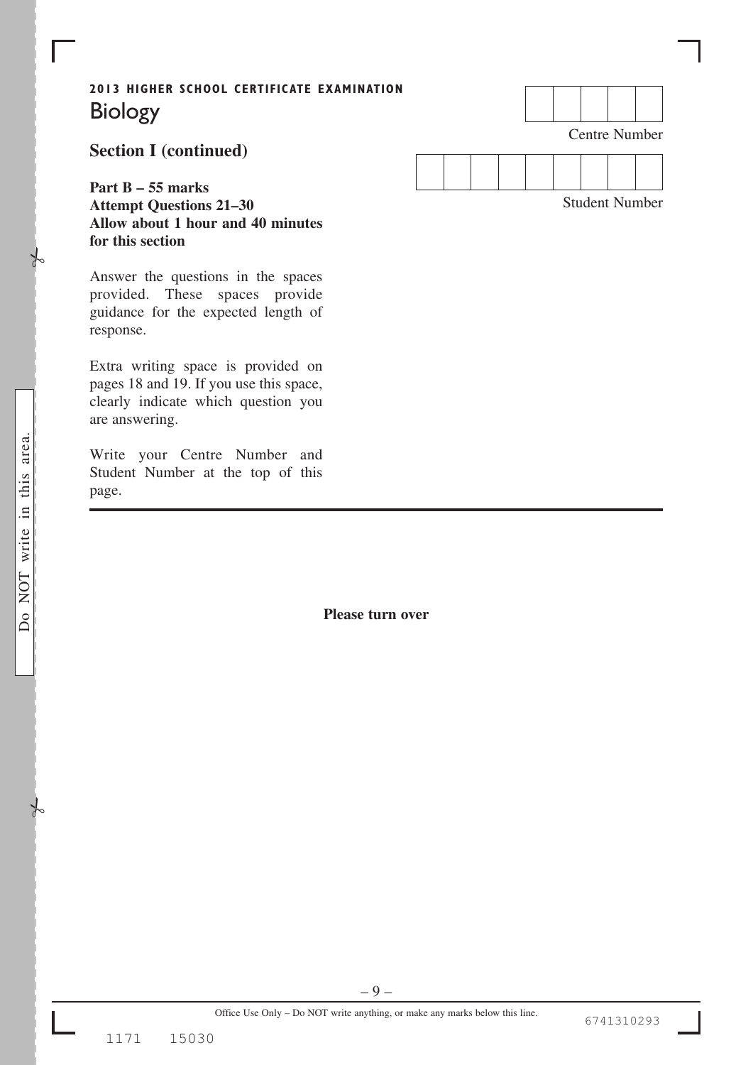2013 HIGHER SCHOOL CERTIFICATE EXAMINATION

# Biology

Centre Number

Student Number

## Section I (continued)

**Part B – 55 marks**
**Attempt Questions 21–30**
**Allow about 1 hour and 40 minutes for this section**

Answer the questions in the spaces provided. These spaces provide guidance for the expected length of response.

Extra writing space is provided on pages 18 and 19. If you use this space, clearly indicate which question you are answering.

Write your Centre Number and Student Number at the top of this page.

---

**Please turn over**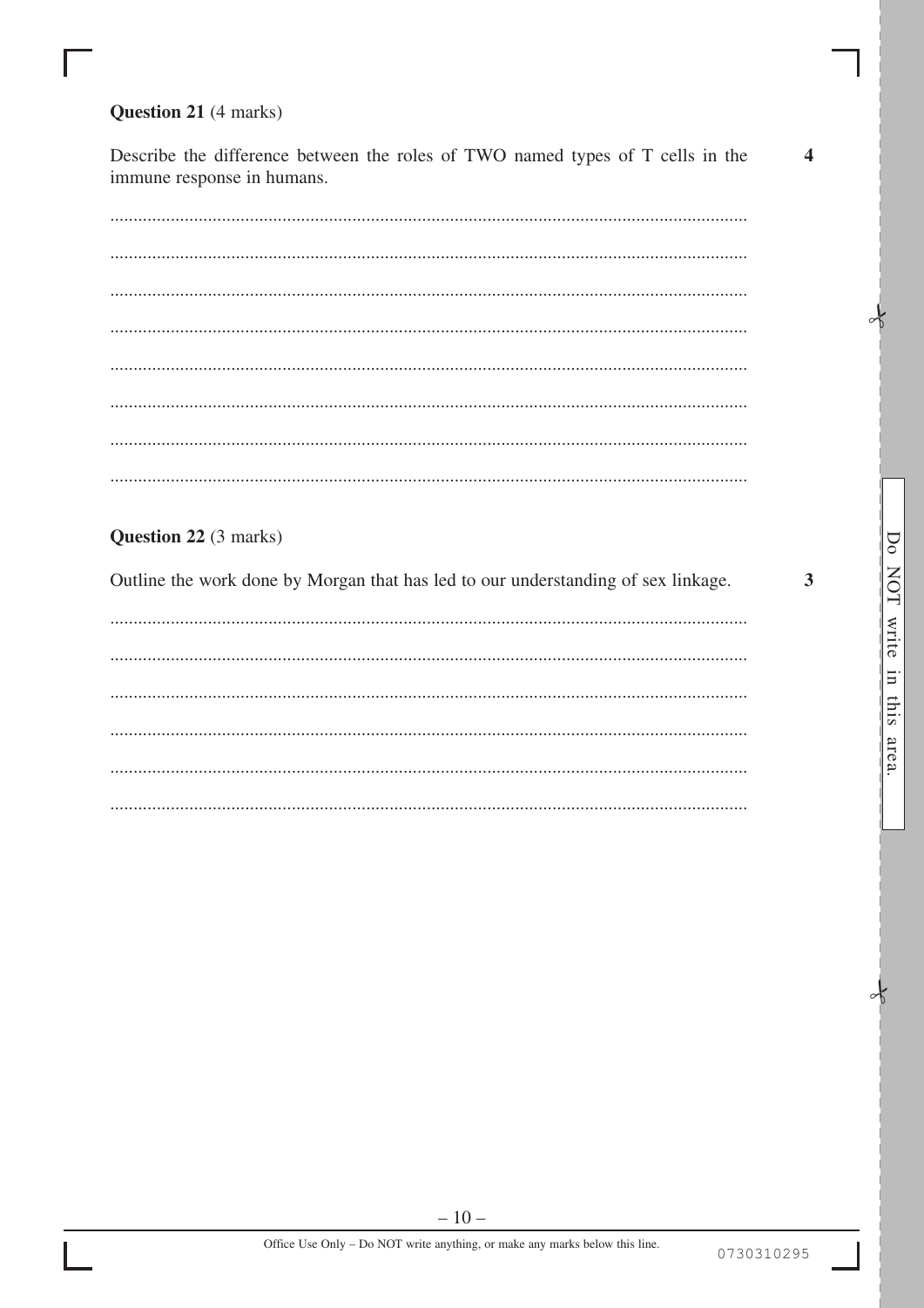**Question 21** (4 marks)

Describe the difference between the roles of TWO named types of T cells in the immune response in humans. **4**

**Question 22** (3 marks)

Outline the work done by Morgan that has led to our understanding of sex linkage. **3**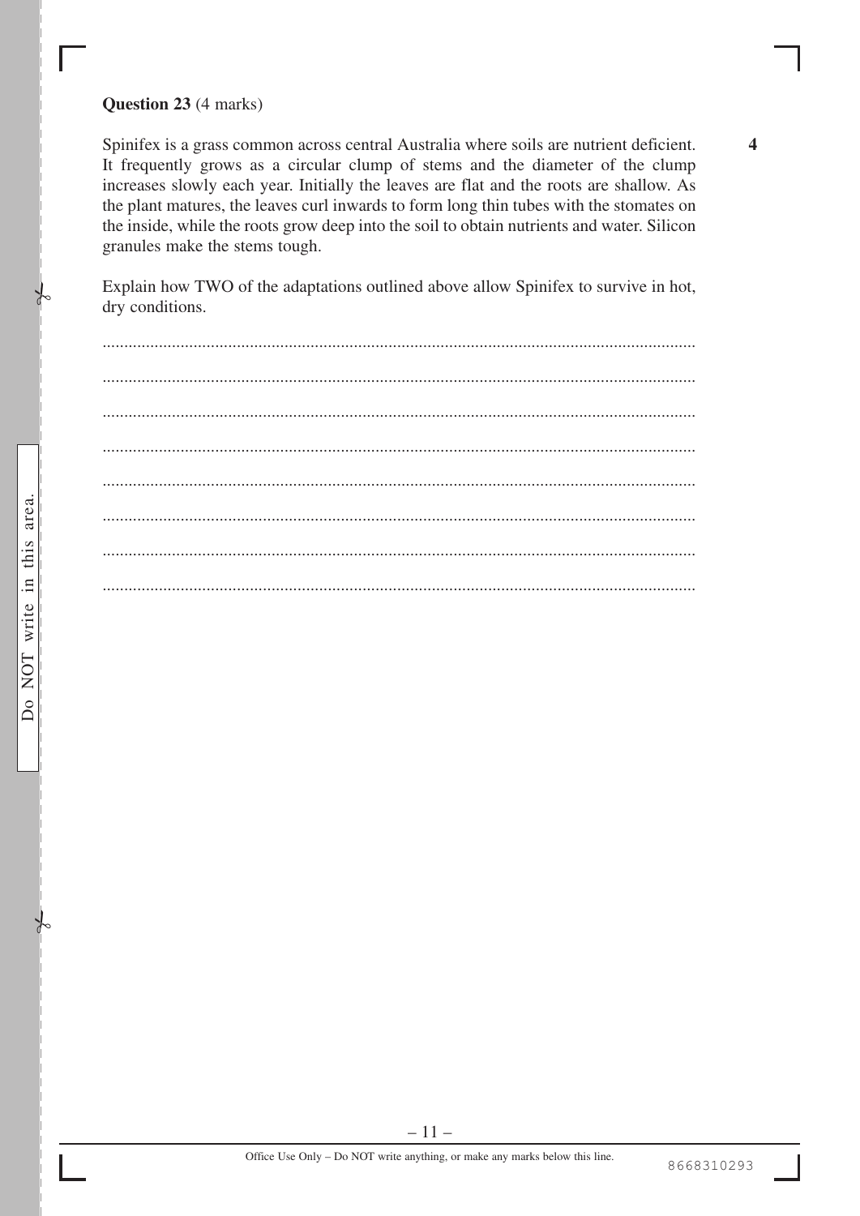**Question 23** (4 marks)

Spinifex is a grass common across central Australia where soils are nutrient deficient. It frequently grows as a circular clump of stems and the diameter of the clump increases slowly each year. Initially the leaves are flat and the roots are shallow. As the plant matures, the leaves curl inwards to form long thin tubes with the stomates on the inside, while the roots grow deep into the soil to obtain nutrients and water. Silicon granules make the stems tough.

**4**

Explain how TWO of the adaptations outlined above allow Spinifex to survive in hot, dry conditions.

...............................................................................................................................

...............................................................................................................................

...............................................................................................................................

...............................................................................................................................

...............................................................................................................................

...............................................................................................................................

...............................................................................................................................

...............................................................................................................................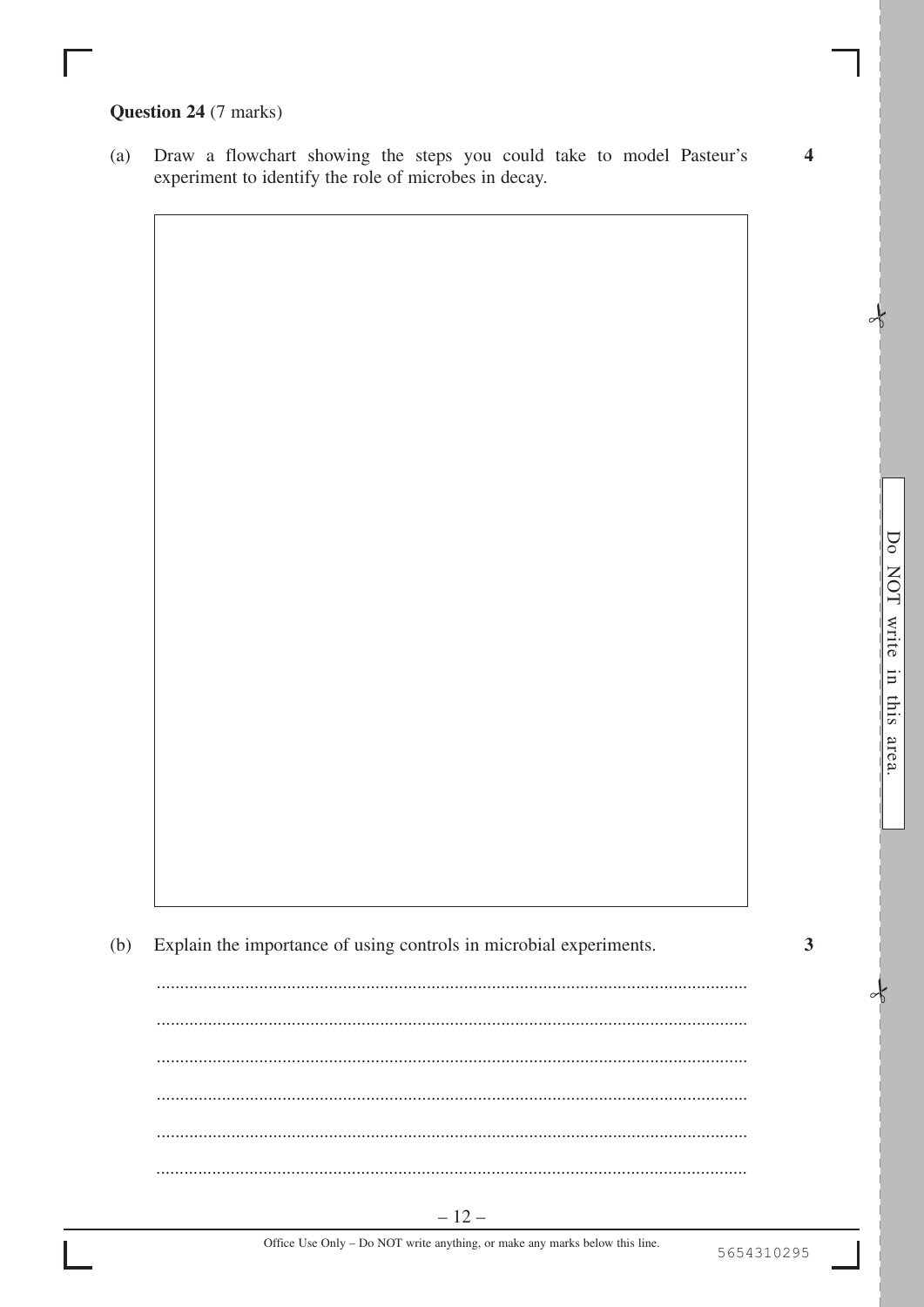**Question 24** (7 marks)

(a) Draw a flowchart showing the steps you could take to model Pasteur's experiment to identify the role of microbes in decay. **4**

(b) Explain the importance of using controls in microbial experiments. **3**

.............................................................................................................................

.............................................................................................................................

.............................................................................................................................

.............................................................................................................................

.............................................................................................................................

.............................................................................................................................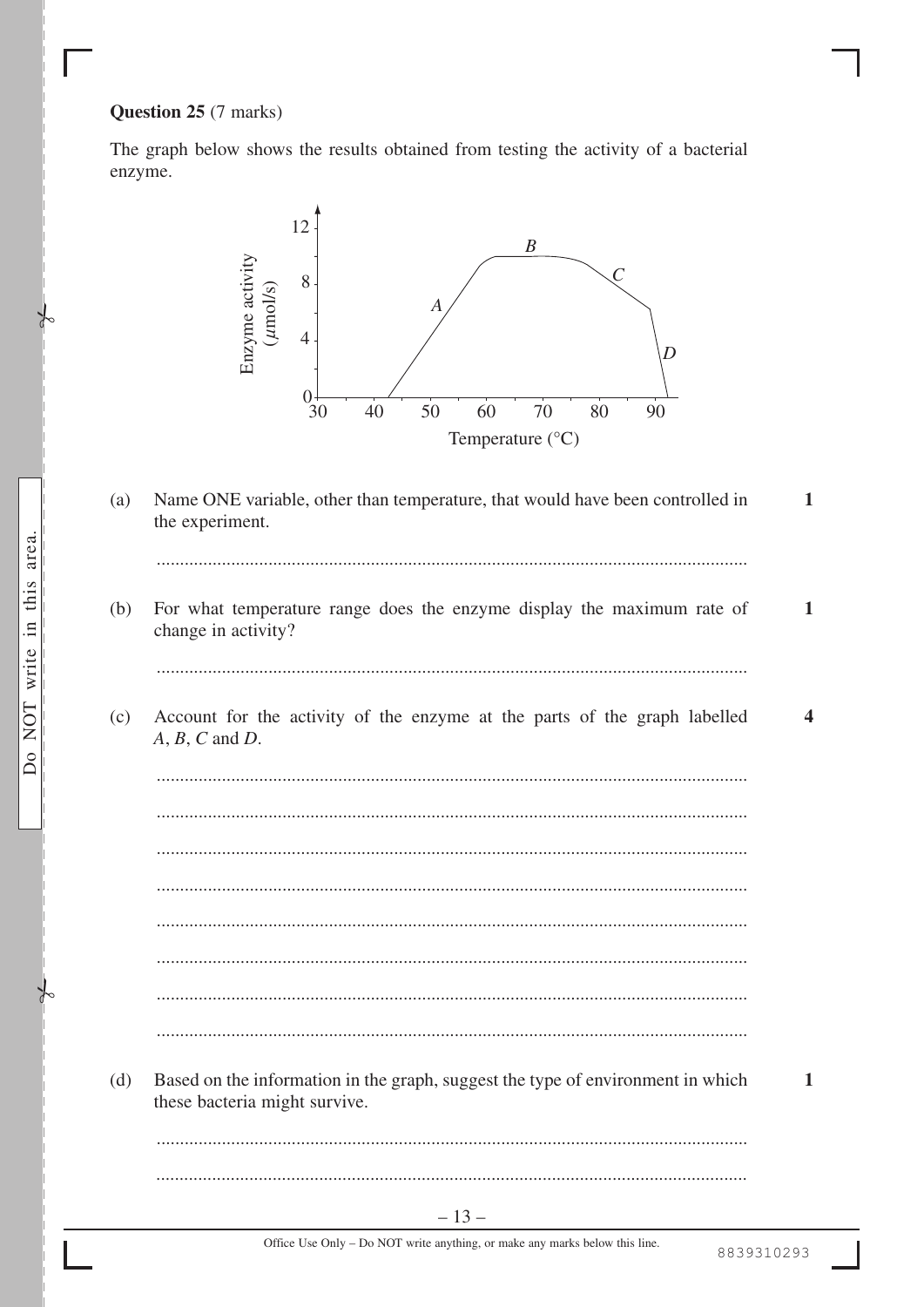**Question 25** (7 marks)

The graph below shows the results obtained from testing the activity of a bacterial enzyme.

(a) Name ONE variable, other than temperature, that would have been controlled in the experiment. **1**

...............................................................................................................

(b) For what temperature range does the enzyme display the maximum rate of change in activity? **1**

...............................................................................................................

(c) Account for the activity of the enzyme at the parts of the graph labelled *A*, *B*, *C* and *D*. **4**

...............................................................................................................

...............................................................................................................

...............................................................................................................

...............................................................................................................

...............................................................................................................

...............................................................................................................

...............................................................................................................

...............................................................................................................

(d) Based on the information in the graph, suggest the type of environment in which these bacteria might survive. **1**

...............................................................................................................

...............................................................................................................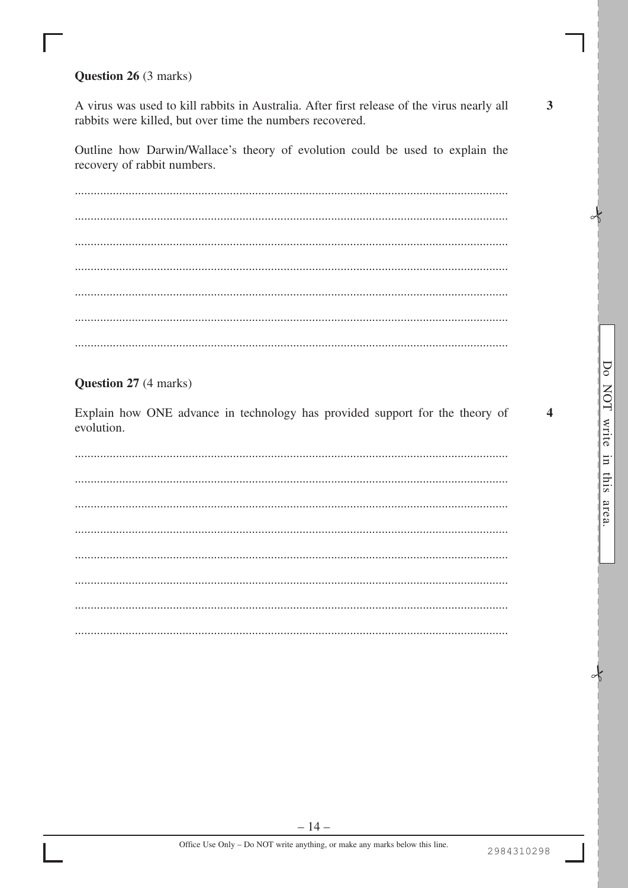**Question 26** (3 marks)

A virus was used to kill rabbits in Australia. After first release of the virus nearly all rabbits were killed, but over time the numbers recovered. **3**

Outline how Darwin/Wallace's theory of evolution could be used to explain the recovery of rabbit numbers.

**Question 27** (4 marks)

Explain how ONE advance in technology has provided support for the theory of evolution. **4**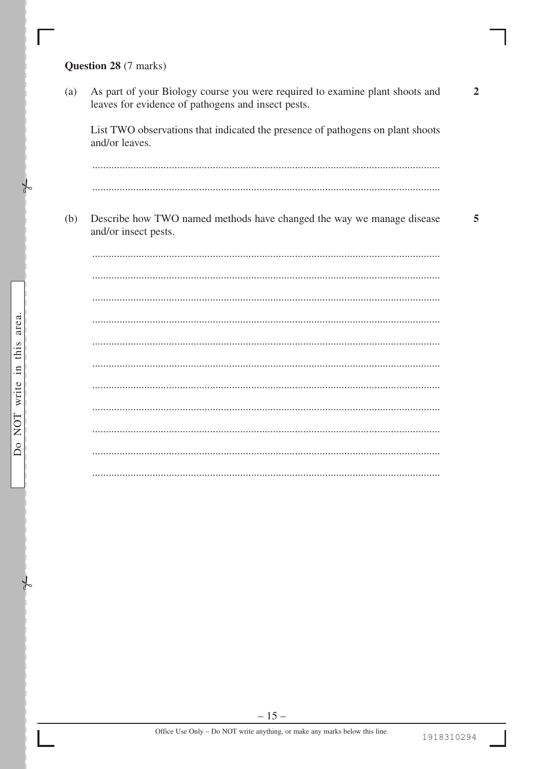**Question 28** (7 marks)

(a) As part of your Biology course you were required to examine plant shoots and leaves for evidence of pathogens and insect pests. **2**

List TWO observations that indicated the presence of pathogens on plant shoots and/or leaves.

...............................................................................................................................

...............................................................................................................................

(b) Describe how TWO named methods have changed the way we manage disease and/or insect pests. **5**

...............................................................................................................................

...............................................................................................................................

...............................................................................................................................

...............................................................................................................................

...............................................................................................................................

...............................................................................................................................

...............................................................................................................................

...............................................................................................................................

...............................................................................................................................

...............................................................................................................................

...............................................................................................................................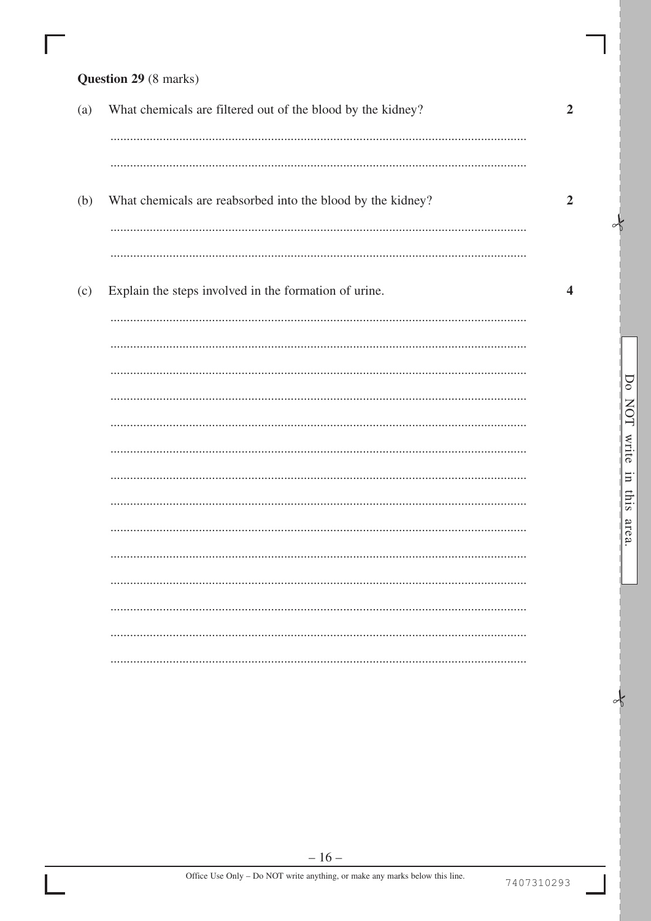**Question 29** (8 marks)

(a) What chemicals are filtered out of the blood by the kidney? **2**

(b) What chemicals are reabsorbed into the blood by the kidney? **2**

(c) Explain the steps involved in the formation of urine. **4**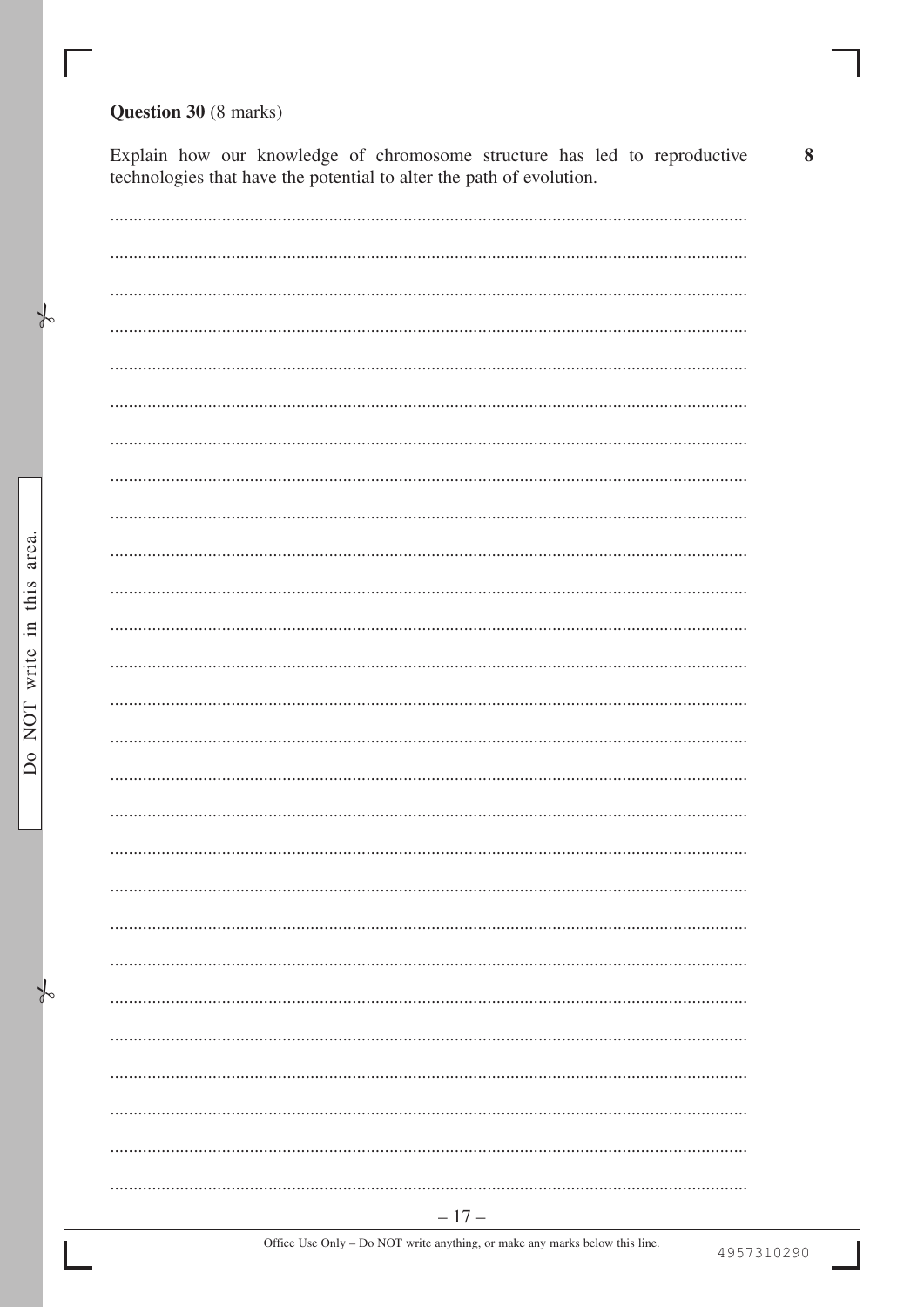**Question 30** (8 marks)

Explain how our knowledge of chromosome structure has led to reproductive technologies that have the potential to alter the path of evolution. **8**

Office Use Only – Do NOT write anything, or make any marks below this line.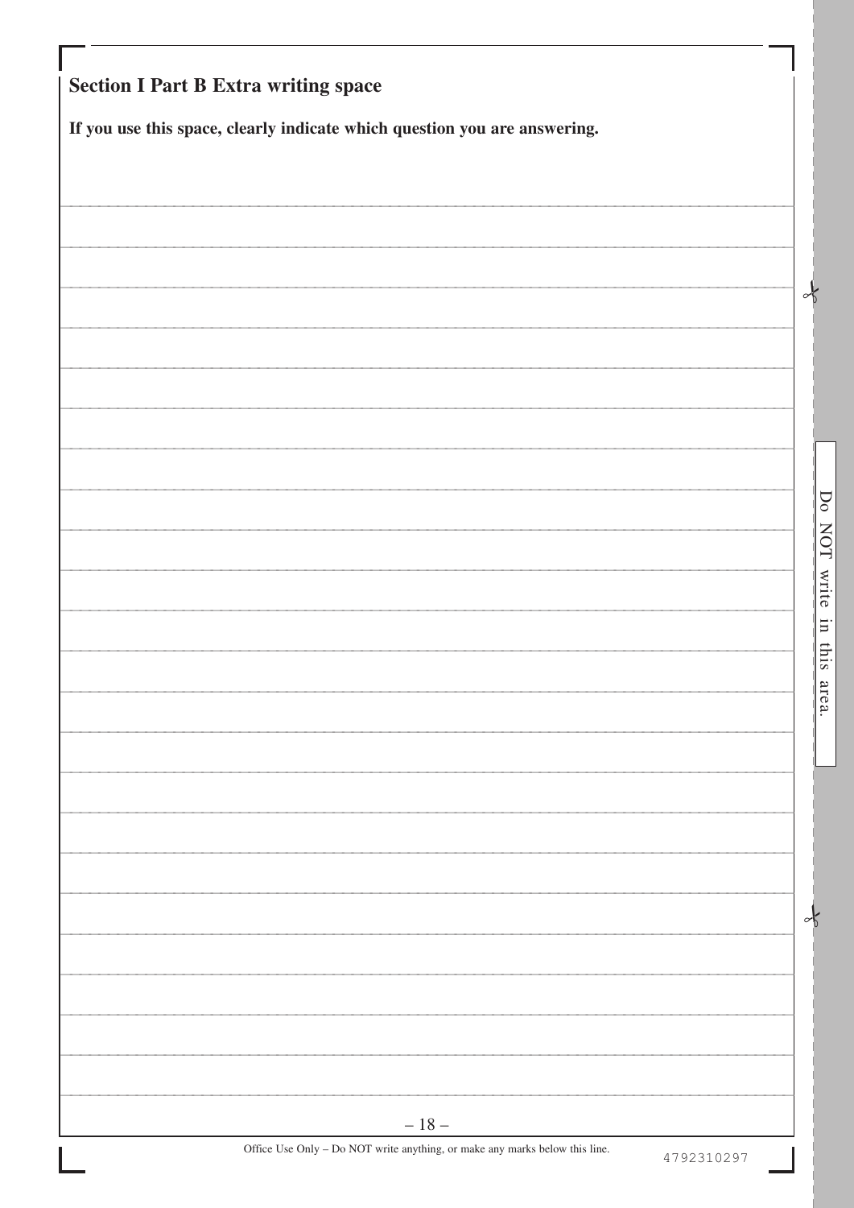## Section I Part B Extra writing space

**If you use this space, clearly indicate which question you are answering.**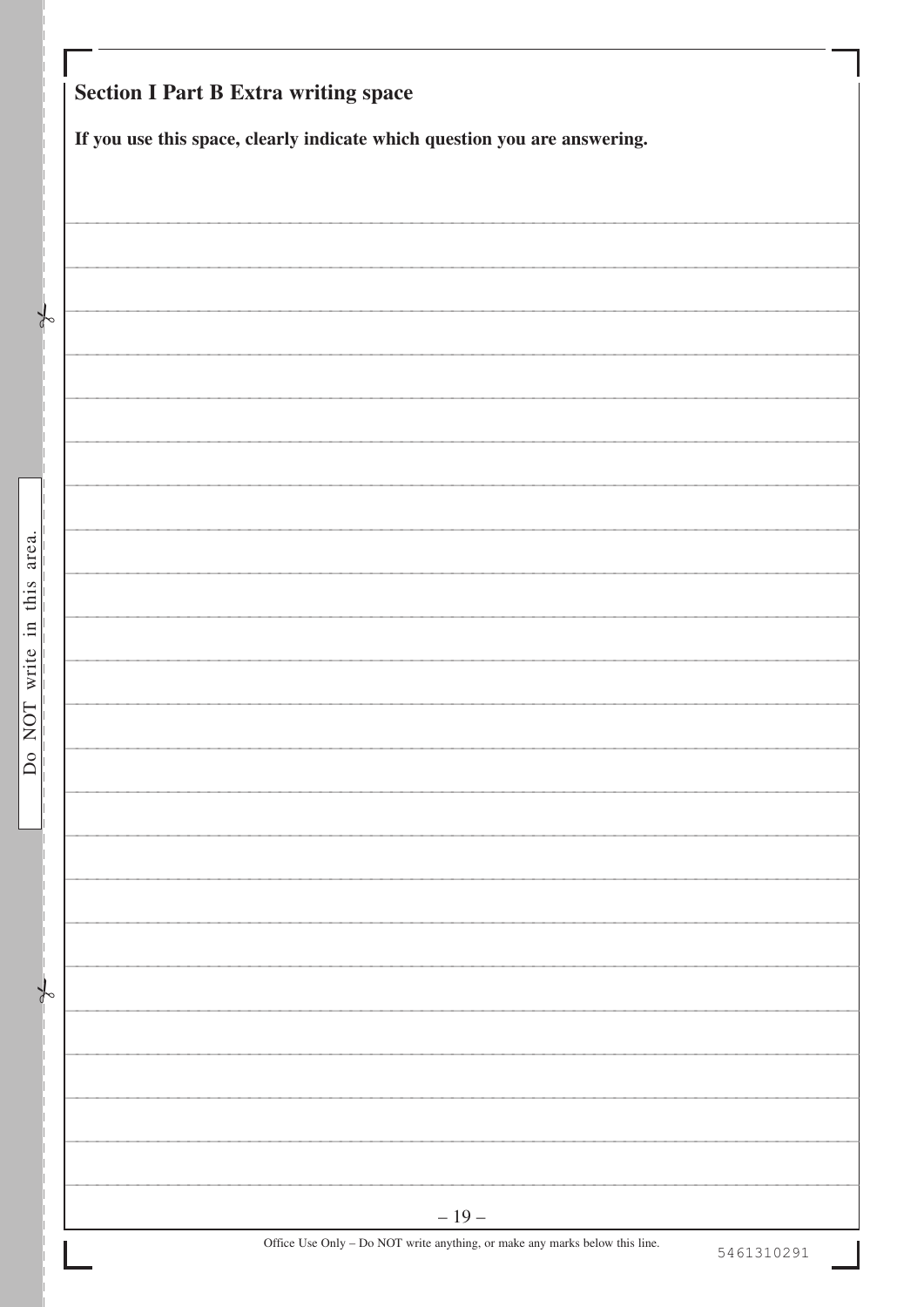## Section I Part B Extra writing space

**If you use this space, clearly indicate which question you are answering.**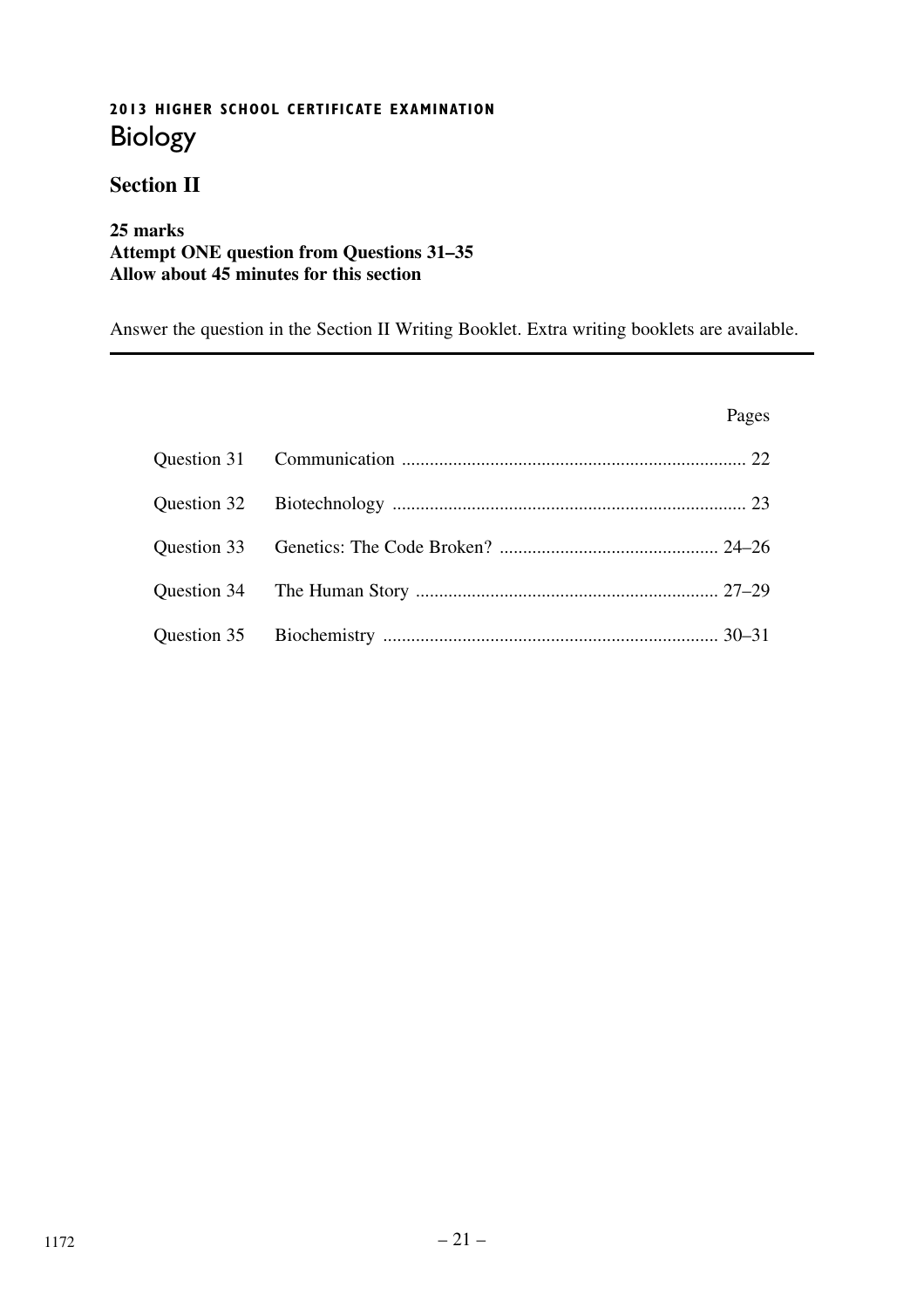**2013 HIGHER SCHOOL CERTIFICATE EXAMINATION**

# Biology

## Section II

**25 marks**
**Attempt ONE question from Questions 31–35**
**Allow about 45 minutes for this section**

Answer the question in the Section II Writing Booklet. Extra writing booklets are available.

| | | Pages |
|---|---|---|
| Question 31 | Communication | 22 |
| Question 32 | Biotechnology | 23 |
| Question 33 | Genetics: The Code Broken? | 24–26 |
| Question 34 | The Human Story | 27–29 |
| Question 35 | Biochemistry | 30–31 |

1172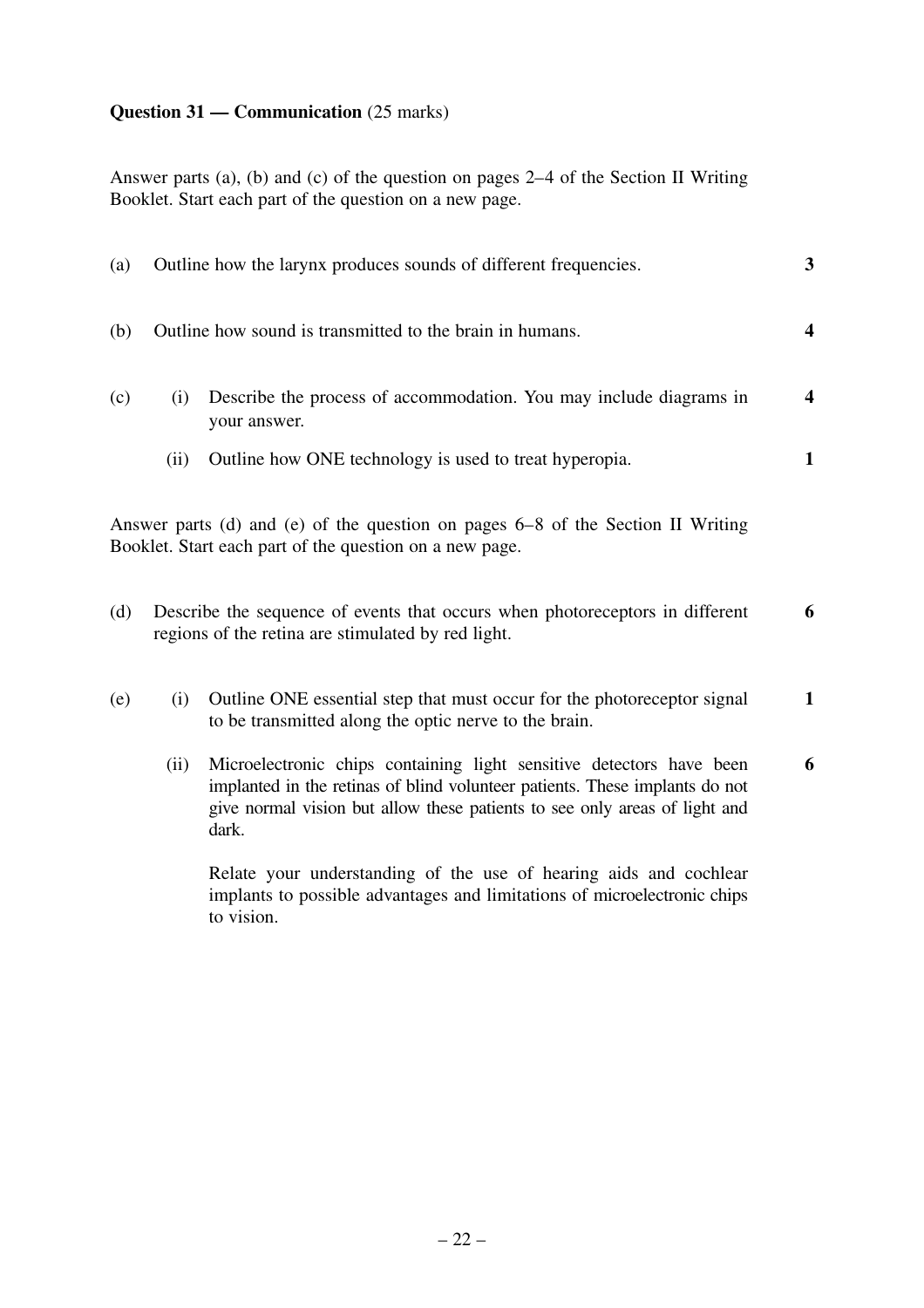**Question 31 — Communication** (25 marks)

Answer parts (a), (b) and (c) of the question on pages 2–4 of the Section II Writing Booklet. Start each part of the question on a new page.

(a) Outline how the larynx produces sounds of different frequencies. **3**

(b) Outline how sound is transmitted to the brain in humans. **4**

(c) (i) Describe the process of accommodation. You may include diagrams in your answer. **4**

(ii) Outline how ONE technology is used to treat hyperopia. **1**

Answer parts (d) and (e) of the question on pages 6–8 of the Section II Writing Booklet. Start each part of the question on a new page.

(d) Describe the sequence of events that occurs when photoreceptors in different regions of the retina are stimulated by red light. **6**

(e) (i) Outline ONE essential step that must occur for the photoreceptor signal to be transmitted along the optic nerve to the brain. **1**

(ii) Microelectronic chips containing light sensitive detectors have been implanted in the retinas of blind volunteer patients. These implants do not give normal vision but allow these patients to see only areas of light and dark. **6**

Relate your understanding of the use of hearing aids and cochlear implants to possible advantages and limitations of microelectronic chips to vision.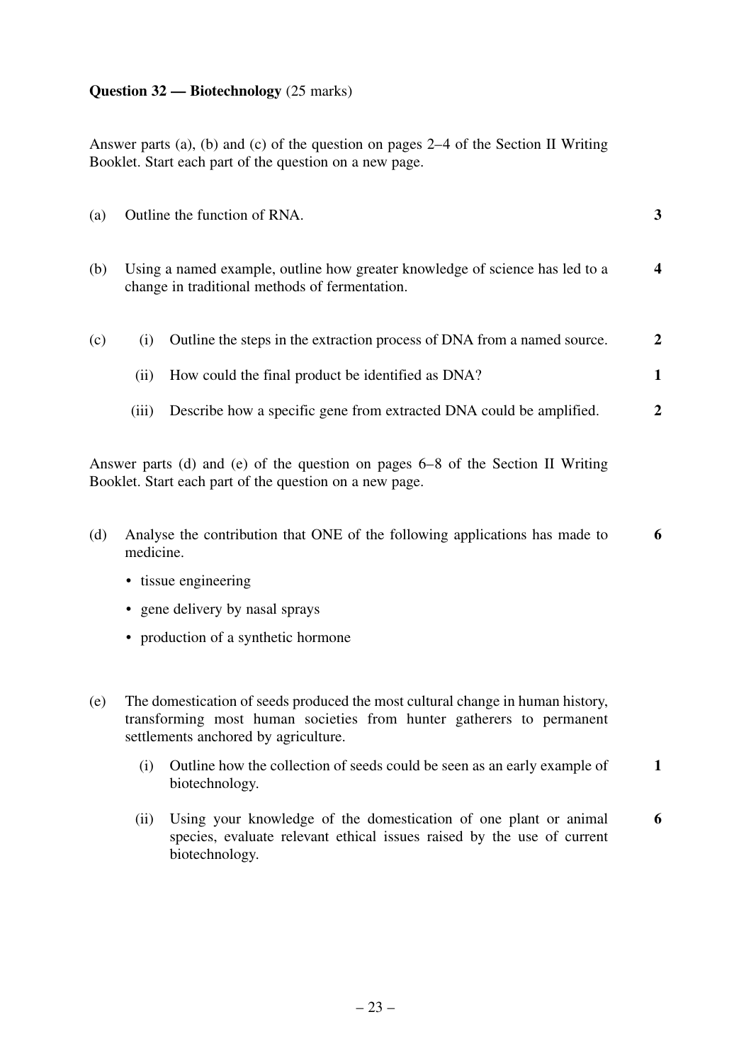**Question 32 — Biotechnology** (25 marks)

Answer parts (a), (b) and (c) of the question on pages 2–4 of the Section II Writing Booklet. Start each part of the question on a new page.

(a) Outline the function of RNA. **3**

(b) Using a named example, outline how greater knowledge of science has led to a change in traditional methods of fermentation. **4**

(c) (i) Outline the steps in the extraction process of DNA from a named source. **2**

(ii) How could the final product be identified as DNA? **1**

(iii) Describe how a specific gene from extracted DNA could be amplified. **2**

Answer parts (d) and (e) of the question on pages 6–8 of the Section II Writing Booklet. Start each part of the question on a new page.

(d) Analyse the contribution that ONE of the following applications has made to medicine. **6**

- tissue engineering
- gene delivery by nasal sprays
- production of a synthetic hormone

(e) The domestication of seeds produced the most cultural change in human history, transforming most human societies from hunter gatherers to permanent settlements anchored by agriculture.

(i) Outline how the collection of seeds could be seen as an early example of biotechnology. **1**

(ii) Using your knowledge of the domestication of one plant or animal species, evaluate relevant ethical issues raised by the use of current biotechnology. **6**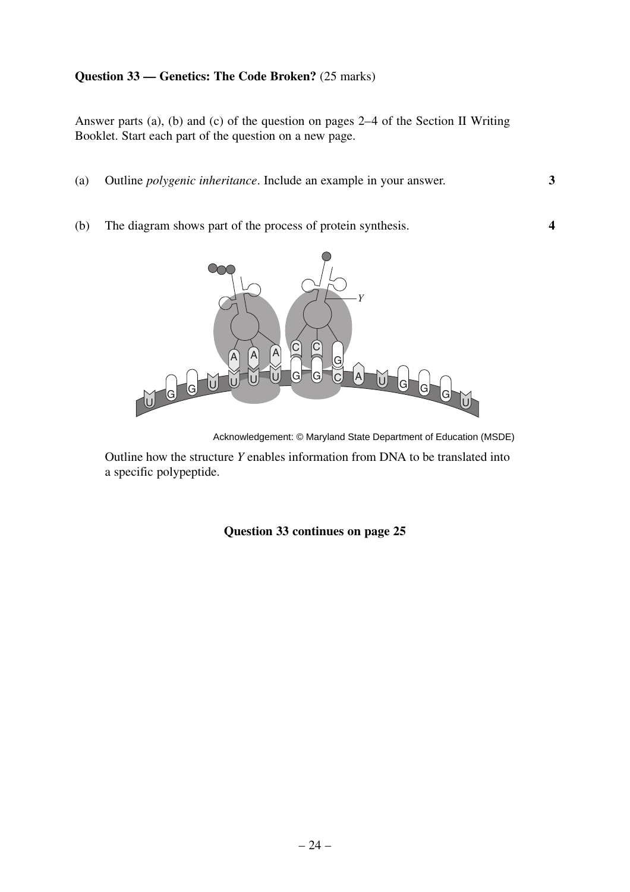**Question 33 — Genetics: The Code Broken?** (25 marks)

Answer parts (a), (b) and (c) of the question on pages 2–4 of the Section II Writing Booklet. Start each part of the question on a new page.

(a) Outline *polygenic inheritance*. Include an example in your answer. **3**

(b) The diagram shows part of the process of protein synthesis. **4**

Acknowledgement: © Maryland State Department of Education (MSDE)

Outline how the structure *Y* enables information from DNA to be translated into a specific polypeptide.

**Question 33 continues on page 25**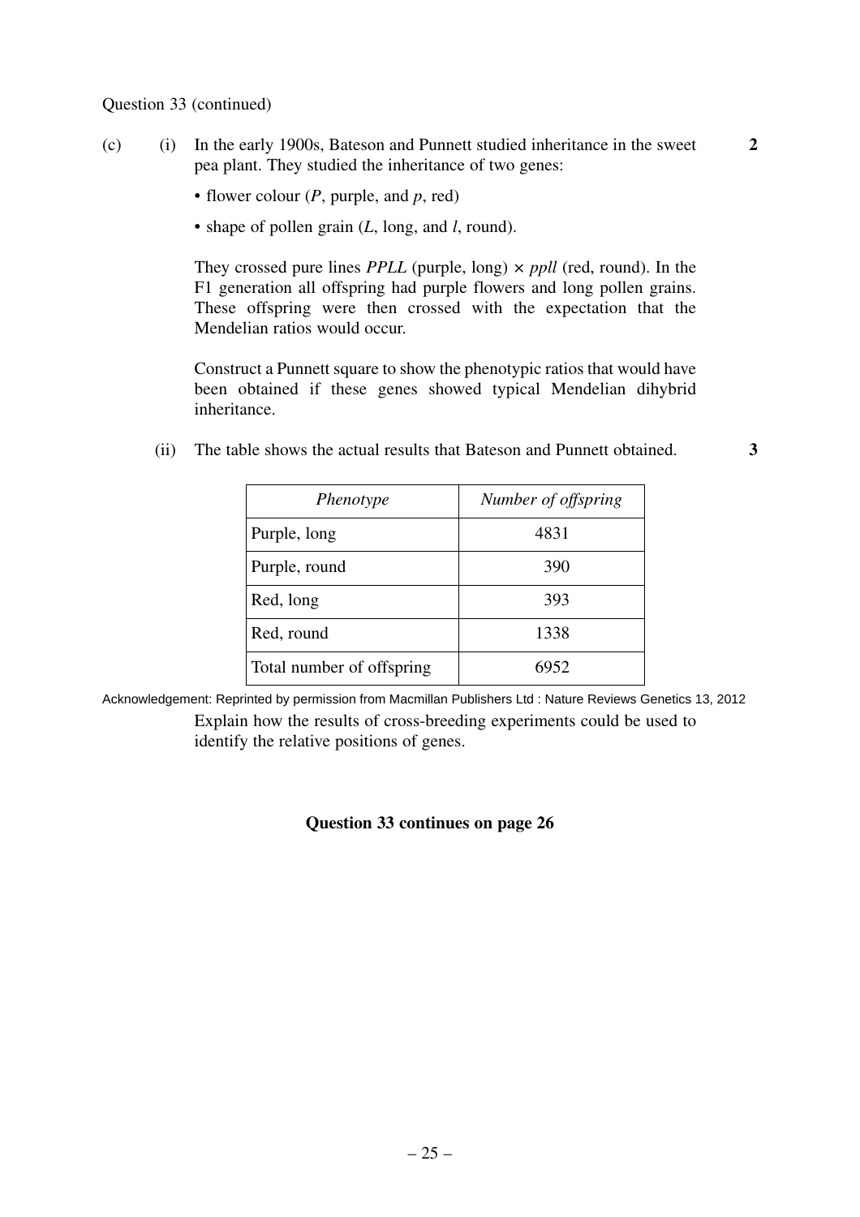Question 33 (continued)

(c) (i) In the early 1900s, Bateson and Punnett studied inheritance in the sweet pea plant. They studied the inheritance of two genes: **2**

- flower colour (*P*, purple, and *p*, red)
- shape of pollen grain (*L*, long, and *l*, round).

They crossed pure lines *PPLL* (purple, long) × *ppll* (red, round). In the F1 generation all offspring had purple flowers and long pollen grains. These offspring were then crossed with the expectation that the Mendelian ratios would occur.

Construct a Punnett square to show the phenotypic ratios that would have been obtained if these genes showed typical Mendelian dihybrid inheritance.

(ii) The table shows the actual results that Bateson and Punnett obtained. **3**

| *Phenotype* | *Number of offspring* |
|---|---|
| Purple, long | 4831 |
| Purple, round | 390 |
| Red, long | 393 |
| Red, round | 1338 |
| Total number of offspring | 6952 |

Acknowledgement: Reprinted by permission from Macmillan Publishers Ltd : Nature Reviews Genetics 13, 2012

Explain how the results of cross-breeding experiments could be used to identify the relative positions of genes.

**Question 33 continues on page 26**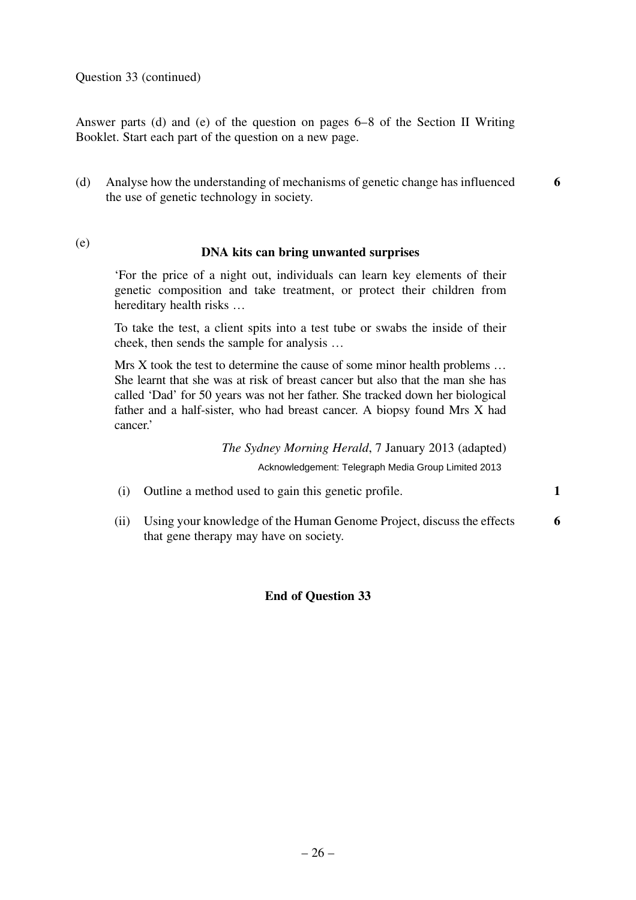Question 33 (continued)

Answer parts (d) and (e) of the question on pages 6–8 of the Section II Writing Booklet. Start each part of the question on a new page.

(d) Analyse how the understanding of mechanisms of genetic change has influenced the use of genetic technology in society. **6**

(e)

**DNA kits can bring unwanted surprises**

> 'For the price of a night out, individuals can learn key elements of their genetic composition and take treatment, or protect their children from hereditary health risks …
>
> To take the test, a client spits into a test tube or swabs the inside of their cheek, then sends the sample for analysis …
>
> Mrs X took the test to determine the cause of some minor health problems … She learnt that she was at risk of breast cancer but also that the man she has called 'Dad' for 50 years was not her father. She tracked down her biological father and a half-sister, who had breast cancer. A biopsy found Mrs X had cancer.'
>
> *The Sydney Morning Herald*, 7 January 2013 (adapted)
>
> Acknowledgement: Telegraph Media Group Limited 2013

(i) Outline a method used to gain this genetic profile. **1**

(ii) Using your knowledge of the Human Genome Project, discuss the effects that gene therapy may have on society. **6**

**End of Question 33**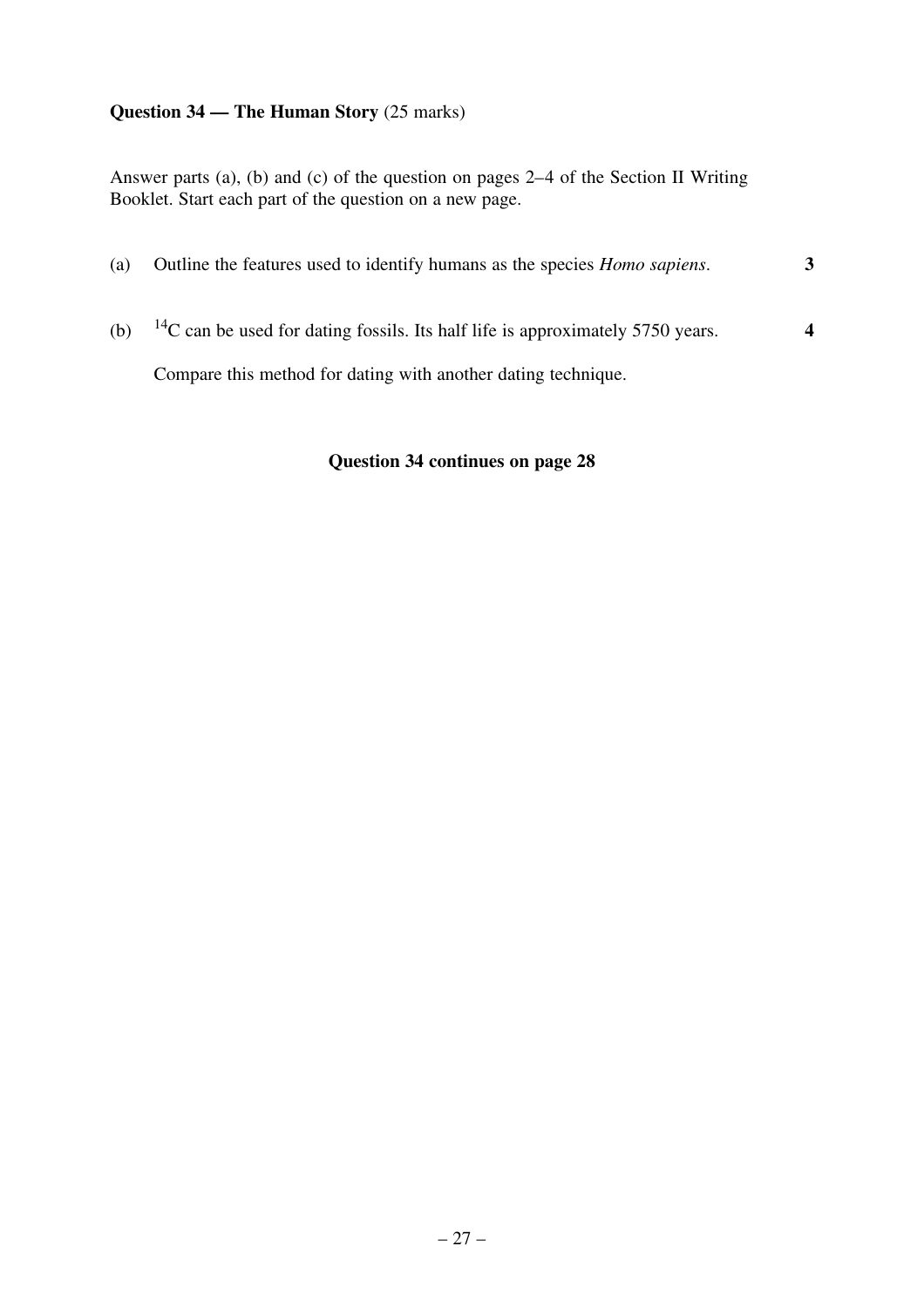**Question 34 — The Human Story** (25 marks)

Answer parts (a), (b) and (c) of the question on pages 2–4 of the Section II Writing Booklet. Start each part of the question on a new page.

(a) Outline the features used to identify humans as the species *Homo sapiens*. **3**

(b) $^{14}C$ can be used for dating fossils. Its half life is approximately 5750 years. **4**

Compare this method for dating with another dating technique.

**Question 34 continues on page 28**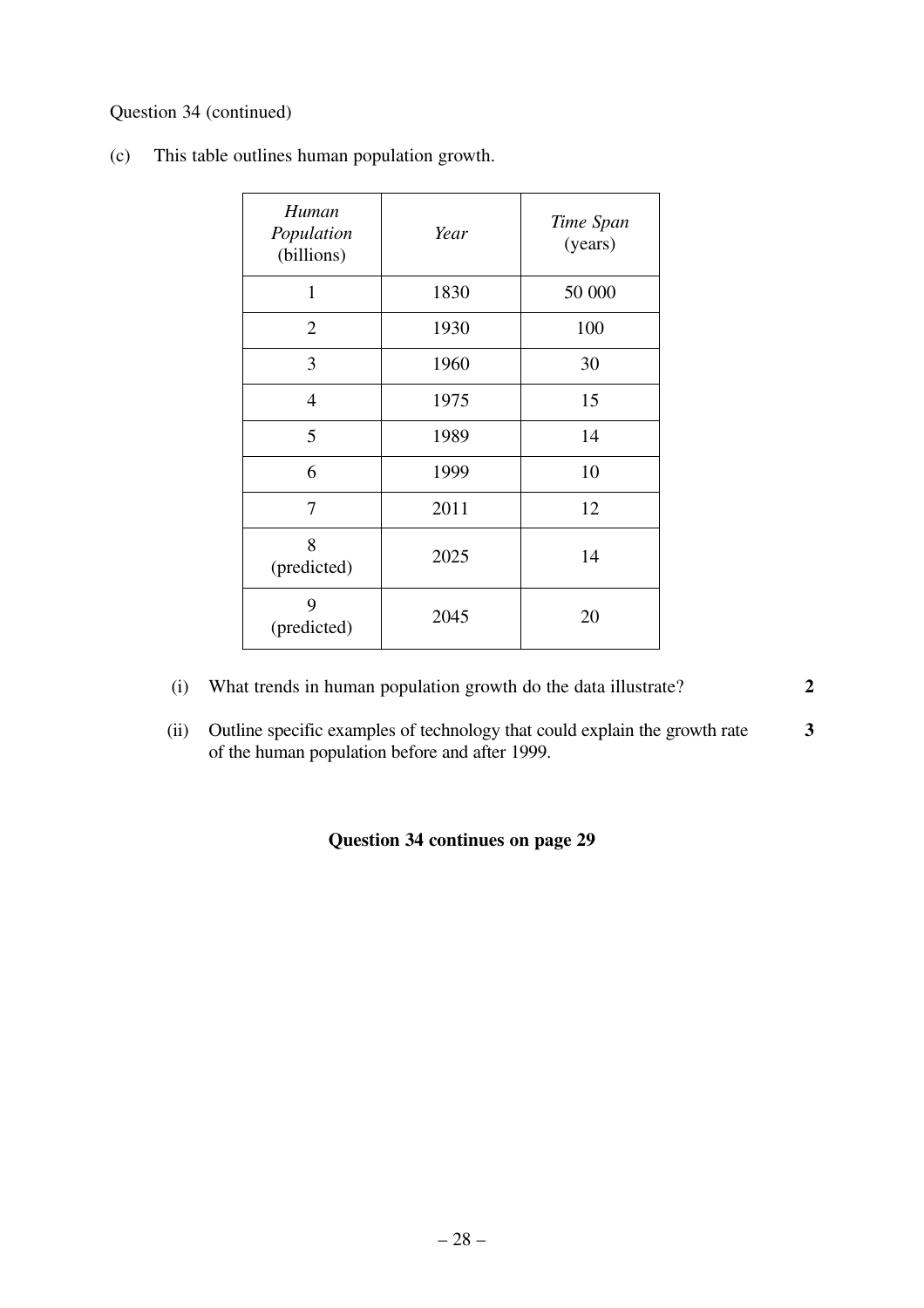Question 34 (continued)

(c) This table outlines human population growth.

| *Human Population* (billions) | *Year* | *Time Span* (years) |
|---|---|---|
| 1 | 1830 | 50 000 |
| 2 | 1930 | 100 |
| 3 | 1960 | 30 |
| 4 | 1975 | 15 |
| 5 | 1989 | 14 |
| 6 | 1999 | 10 |
| 7 | 2011 | 12 |
| 8 (predicted) | 2025 | 14 |
| 9 (predicted) | 2045 | 20 |

(i) What trends in human population growth do the data illustrate? **2**

(ii) Outline specific examples of technology that could explain the growth rate of the human population before and after 1999. **3**

**Question 34 continues on page 29**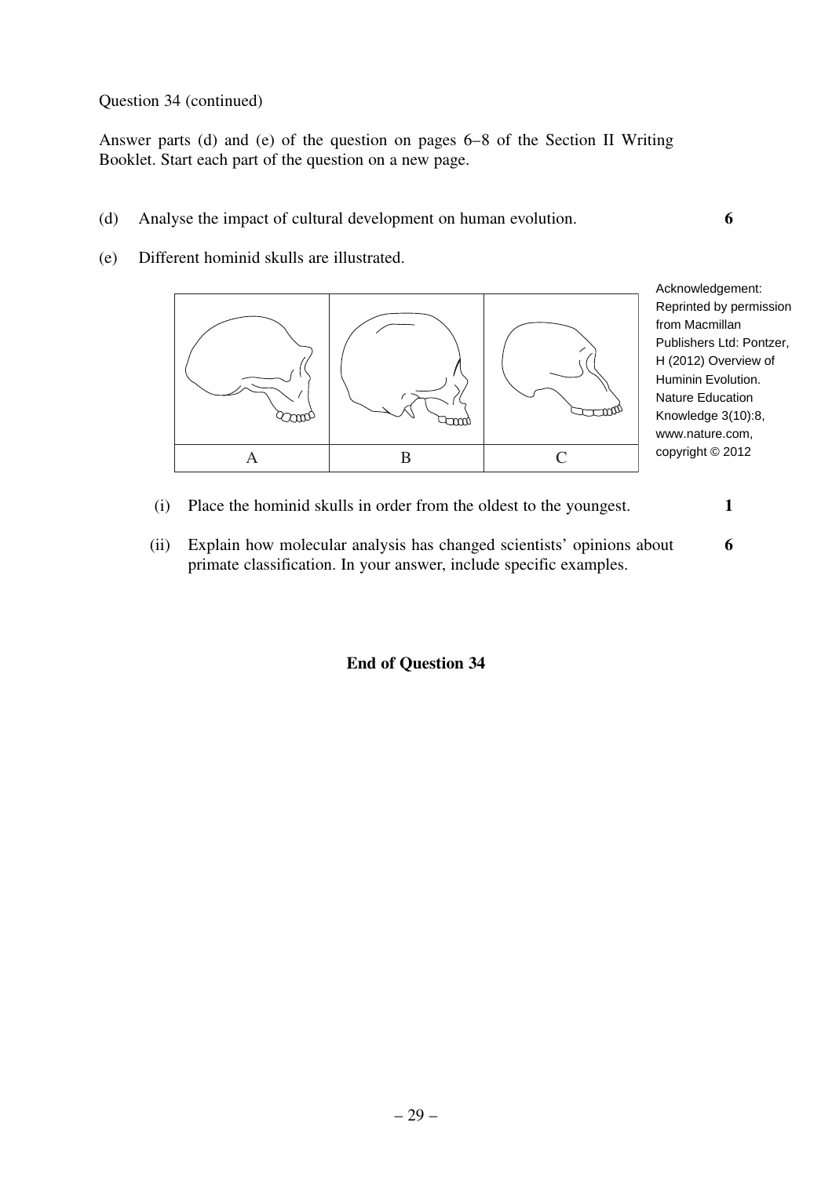Question 34 (continued)

Answer parts (d) and (e) of the question on pages 6–8 of the Section II Writing Booklet. Start each part of the question on a new page.

(d) Analyse the impact of cultural development on human evolution. **6**

(e) Different hominid skulls are illustrated.

| A | B | C |
|---|---|---|

Acknowledgement: Reprinted by permission from Macmillan Publishers Ltd: Pontzer, H (2012) Overview of Huminin Evolution. Nature Education Knowledge 3(10):8, www.nature.com, copyright © 2012

(i) Place the hominid skulls in order from the oldest to the youngest. **1**

(ii) Explain how molecular analysis has changed scientists' opinions about primate classification. In your answer, include specific examples. **6**

**End of Question 34**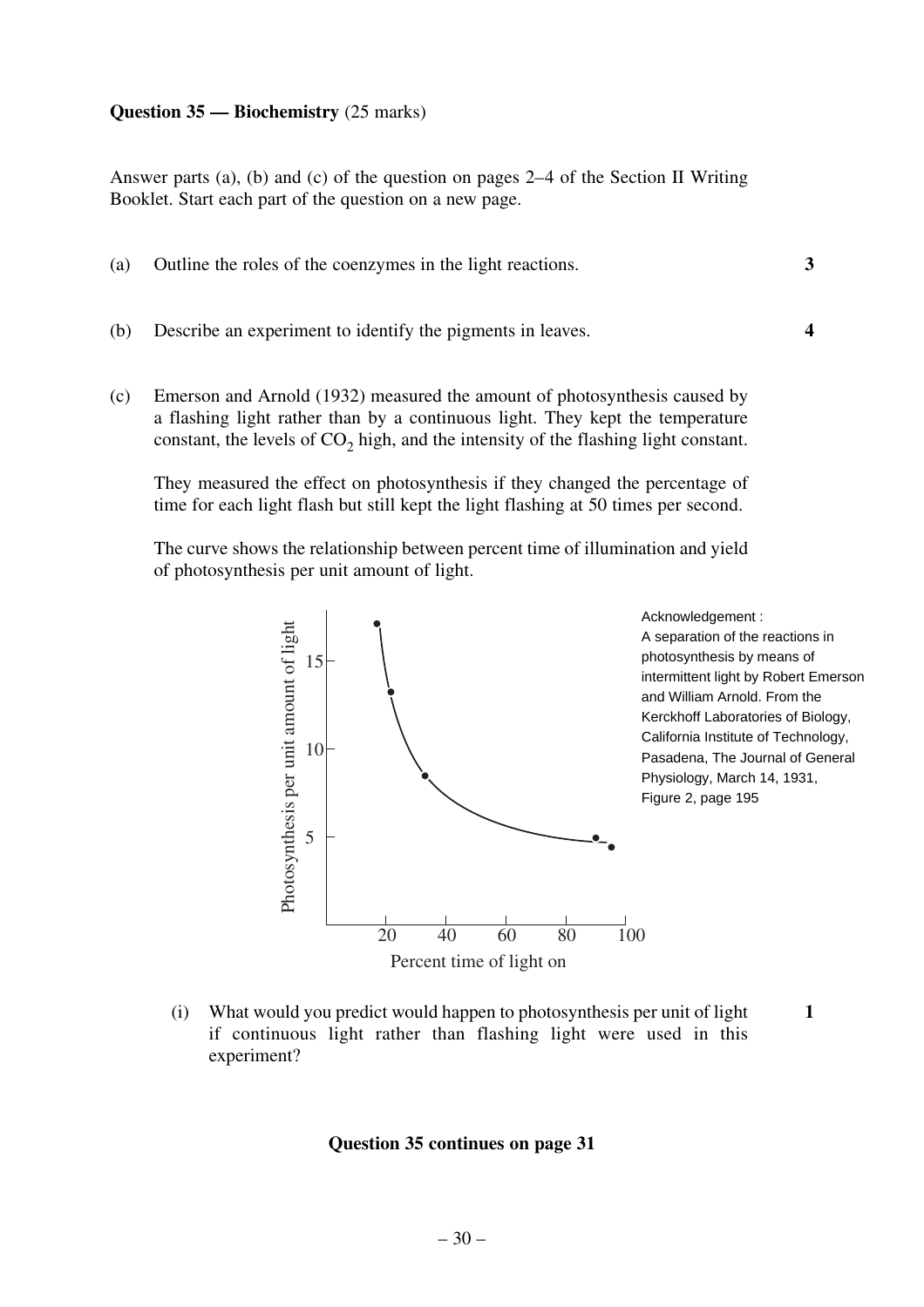**Question 35 — Biochemistry** (25 marks)

Answer parts (a), (b) and (c) of the question on pages 2–4 of the Section II Writing Booklet. Start each part of the question on a new page.

(a) Outline the roles of the coenzymes in the light reactions. **3**

(b) Describe an experiment to identify the pigments in leaves. **4**

(c) Emerson and Arnold (1932) measured the amount of photosynthesis caused by a flashing light rather than by a continuous light. They kept the temperature constant, the levels of $CO_2$ high, and the intensity of the flashing light constant.

They measured the effect on photosynthesis if they changed the percentage of time for each light flash but still kept the light flashing at 50 times per second.

The curve shows the relationship between percent time of illumination and yield of photosynthesis per unit amount of light.

Acknowledgement : A separation of the reactions in photosynthesis by means of intermittent light by Robert Emerson and William Arnold. From the Kerckhoff Laboratories of Biology, California Institute of Technology, Pasadena, The Journal of General Physiology, March 14, 1931, Figure 2, page 195

(i) What would you predict would happen to photosynthesis per unit of light if continuous light rather than flashing light were used in this experiment? **1**

**Question 35 continues on page 31**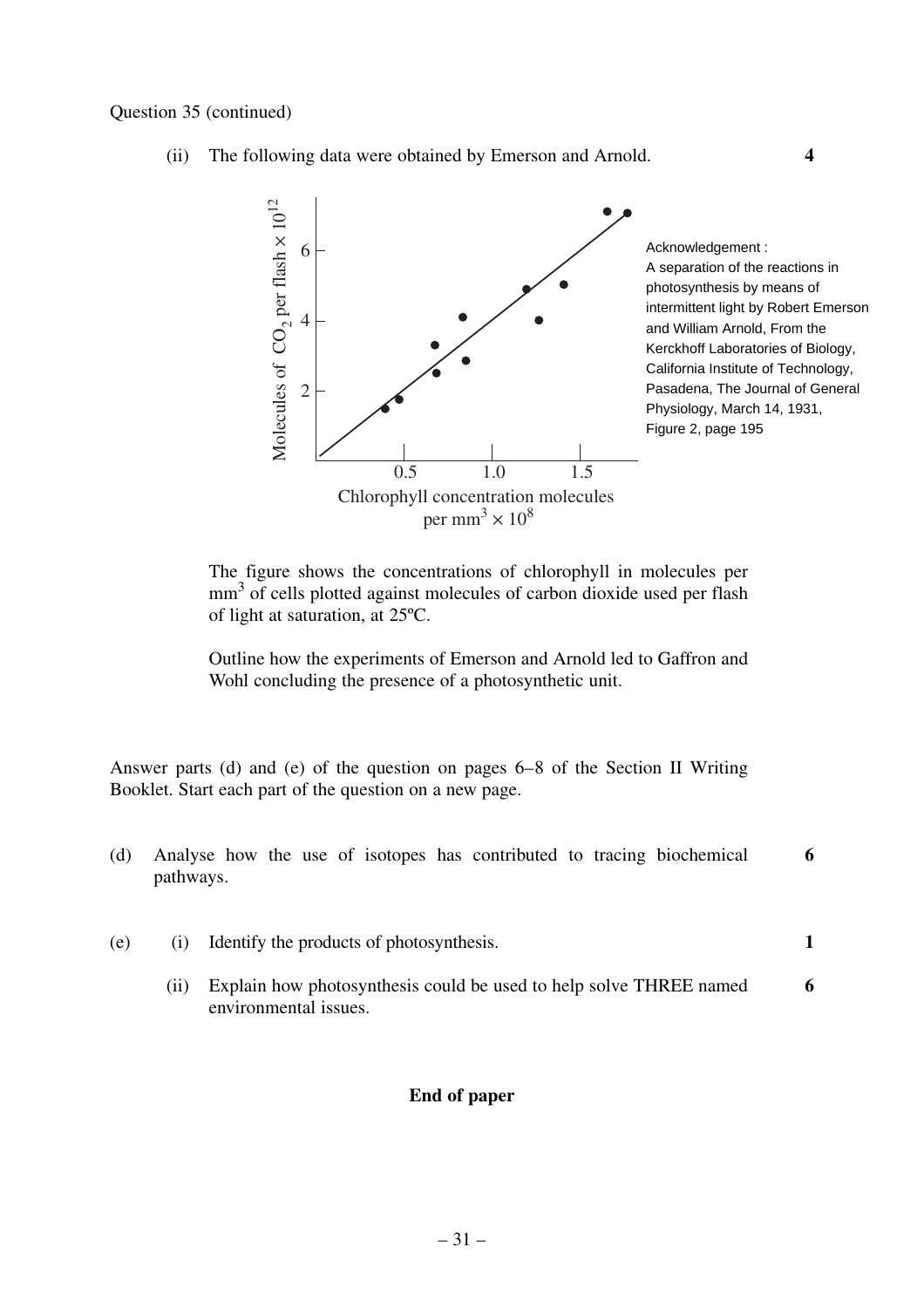Question 35 (continued)

(ii) The following data were obtained by Emerson and Arnold. **4**

Acknowledgement :
A separation of the reactions in photosynthesis by means of intermittent light by Robert Emerson and William Arnold, From the Kerckhoff Laboratories of Biology, California Institute of Technology, Pasadena, The Journal of General Physiology, March 14, 1931, Figure 2, page 195

The figure shows the concentrations of chlorophyll in molecules per $mm^3$ of cells plotted against molecules of carbon dioxide used per flash of light at saturation, at 25ºC.

Outline how the experiments of Emerson and Arnold led to Gaffron and Wohl concluding the presence of a photosynthetic unit.

Answer parts (d) and (e) of the question on pages 6–8 of the Section II Writing Booklet. Start each part of the question on a new page.

(d) Analyse how the use of isotopes has contributed to tracing biochemical pathways. **6**

(e) (i) Identify the products of photosynthesis. **1**

(ii) Explain how photosynthesis could be used to help solve THREE named environmental issues. **6**

**End of paper**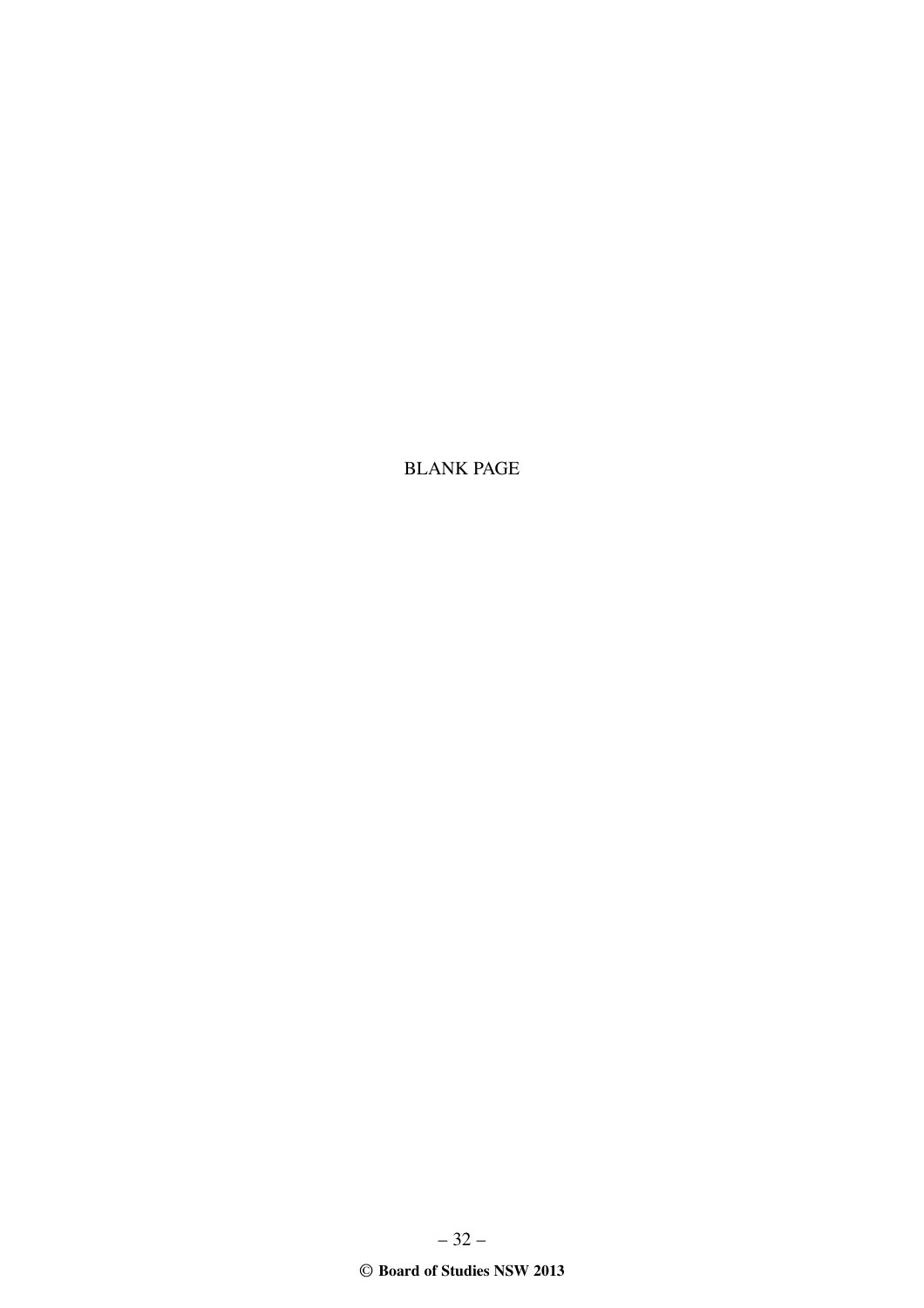BLANK PAGE

© Board of Studies NSW 2013